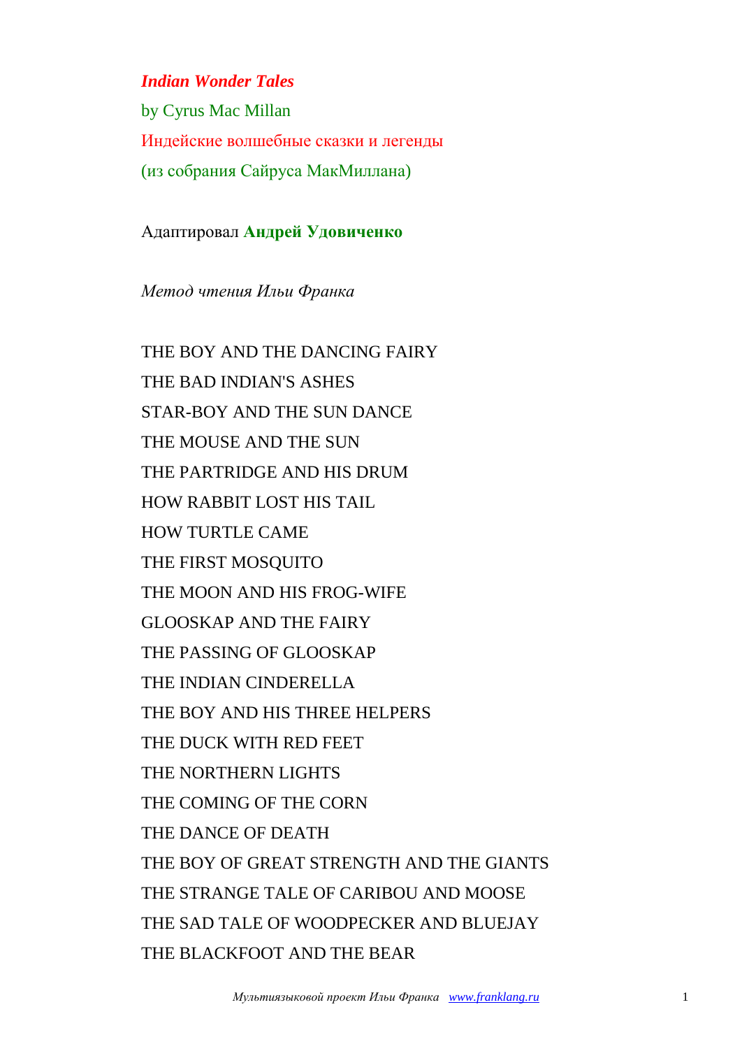***Indian Wonder Tales***

by Cyrus Mac Millan

Индейские волшебные сказки и легенды

(из собрания Сайруса МакМиллана)

Адаптировал **Андрей Удовиченко**

*Метод чтения Ильи Франка*

THE BOY AND THE DANCING FAIRY

THE BAD INDIAN'S ASHES

STAR-BOY AND THE SUN DANCE

THE MOUSE AND THE SUN

THE PARTRIDGE AND HIS DRUM

HOW RABBIT LOST HIS TAIL

HOW TURTLE CAME

THE FIRST MOSQUITO

THE MOON AND HIS FROG-WIFE

GLOOSKAP AND THE FAIRY

THE PASSING OF GLOOSKAP

THE INDIAN CINDERELLA

THE BOY AND HIS THREE HELPERS

THE DUCK WITH RED FEET

THE NORTHERN LIGHTS

THE COMING OF THE CORN

THE DANCE OF DEATH

THE BOY OF GREAT STRENGTH AND THE GIANTS

THE STRANGE TALE OF CARIBOU AND MOOSE

THE SAD TALE OF WOODPECKER AND BLUEJAY

THE BLACKFOOT AND THE BEAR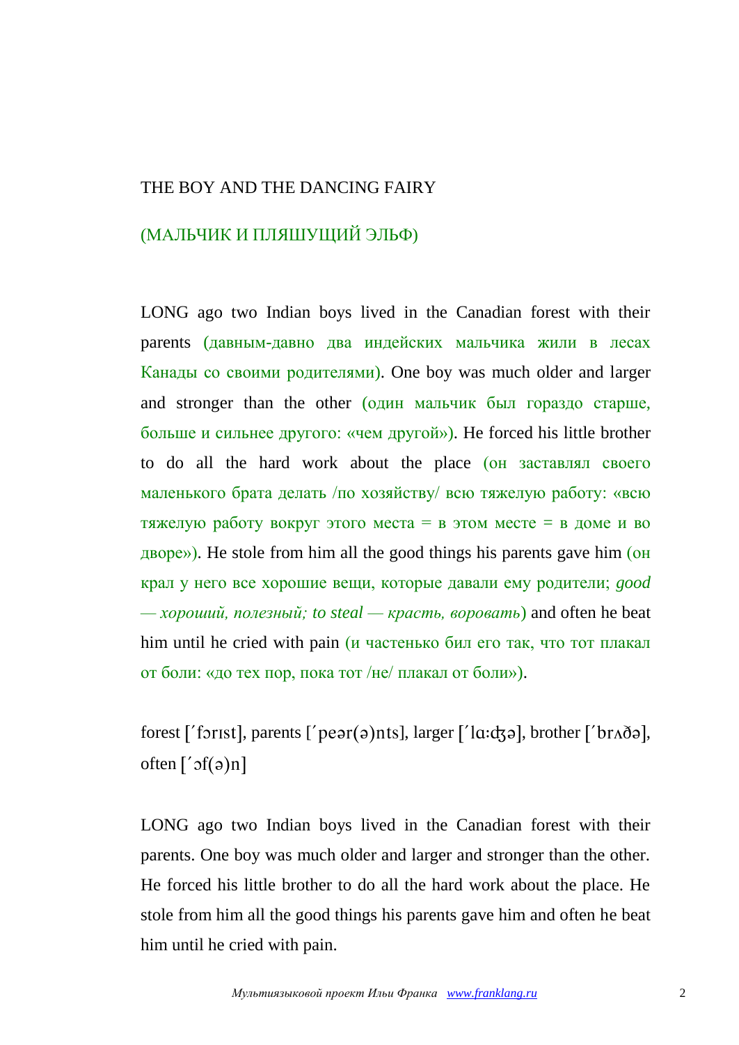THE BOY AND THE DANCING FAIRY

(МАЛЬЧИК И ПЛЯШУЩИЙ ЭЛЬФ)

LONG ago two Indian boys lived in the Canadian forest with their parents (давным-давно два индейских мальчика жили в лесах Канады со своими родителями). One boy was much older and larger and stronger than the other (один мальчик был гораздо старше, больше и сильнее другого: «чем другой»). He forced his little brother to do all the hard work about the place (он заставлял своего маленького брата делать /по хозяйству/ всю тяжелую работу: «всю тяжелую работу вокруг этого места = в этом месте = в доме и во дворе»). He stole from him all the good things his parents gave him (он крал у него все хорошие вещи, которые давали ему родители; *good — хороший, полезный; to steal — красть, воровать*) and often he beat him until he cried with pain (и частенько бил его так, что тот плакал от боли: «до тех пор, пока тот /не/ плакал от боли»).

forest [ˊfɔrɪst], parents [ˊpeər(ə)nts], larger [ˊlɑːʤə], brother [ˊbrʌðə], often [ˊɔf(ə)n]

LONG ago two Indian boys lived in the Canadian forest with their parents. One boy was much older and larger and stronger than the other. He forced his little brother to do all the hard work about the place. He stole from him all the good things his parents gave him and often he beat him until he cried with pain.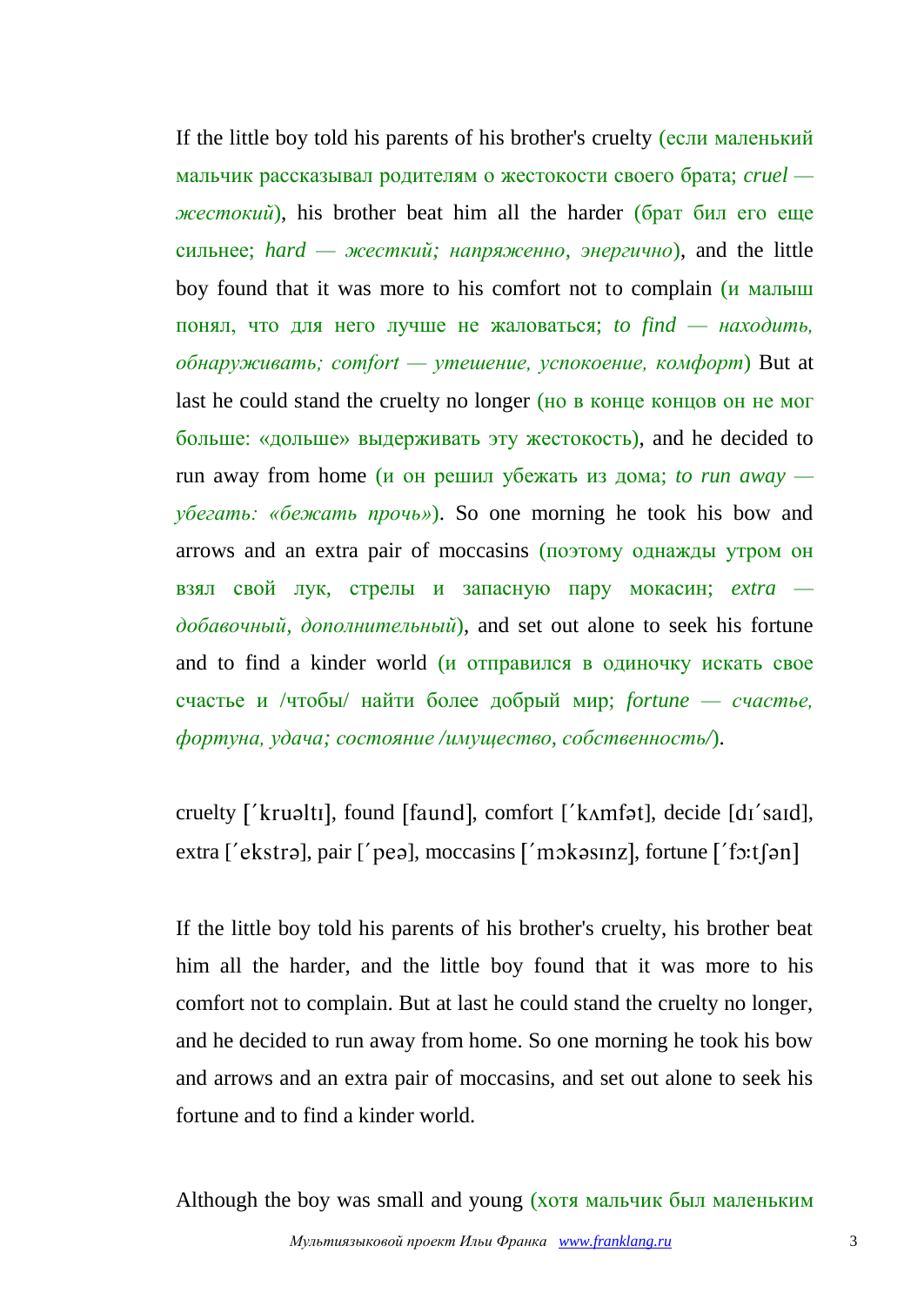If the little boy told his parents of his brother's cruelty (если маленький мальчик рассказывал родителям о жестокости своего брата; *cruel — жестокий*), his brother beat him all the harder (брат бил его еще сильнее; *hard — жесткий; напряженно, энергично*), and the little boy found that it was more to his comfort not to complain (и малыш понял, что для него лучше не жаловаться; *to find — находить, обнаруживать; comfort — утешение, успокоение, комфорт*) But at last he could stand the cruelty no longer (но в конце концов он не мог больше: «дольше» выдерживать эту жестокость), and he decided to run away from home (и он решил убежать из дома; *to run away — убегать: «бежать прочь»*). So one morning he took his bow and arrows and an extra pair of moccasins (поэтому однажды утром он взял свой лук, стрелы и запасную пару мокасин; *extra — добавочный, дополнительный*), and set out alone to seek his fortune and to find a kinder world (и отправился в одиночку искать свое счастье и /чтобы/ найти более добрый мир; *fortune — счастье, фортуна, удача; состояние /имущество, собственность/*).

cruelty [΄kruəltɪ], found [faund], comfort [΄kʌmfət], decide [dɪ΄saɪd], extra [΄ekstrə], pair [΄peə], moccasins [΄mɔkəsɪnz], fortune [΄fɔ:tʃən]

If the little boy told his parents of his brother's cruelty, his brother beat him all the harder, and the little boy found that it was more to his comfort not to complain. But at last he could stand the cruelty no longer, and he decided to run away from home. So one morning he took his bow and arrows and an extra pair of moccasins, and set out alone to seek his fortune and to find a kinder world.

Although the boy was small and young (хотя мальчик был маленьким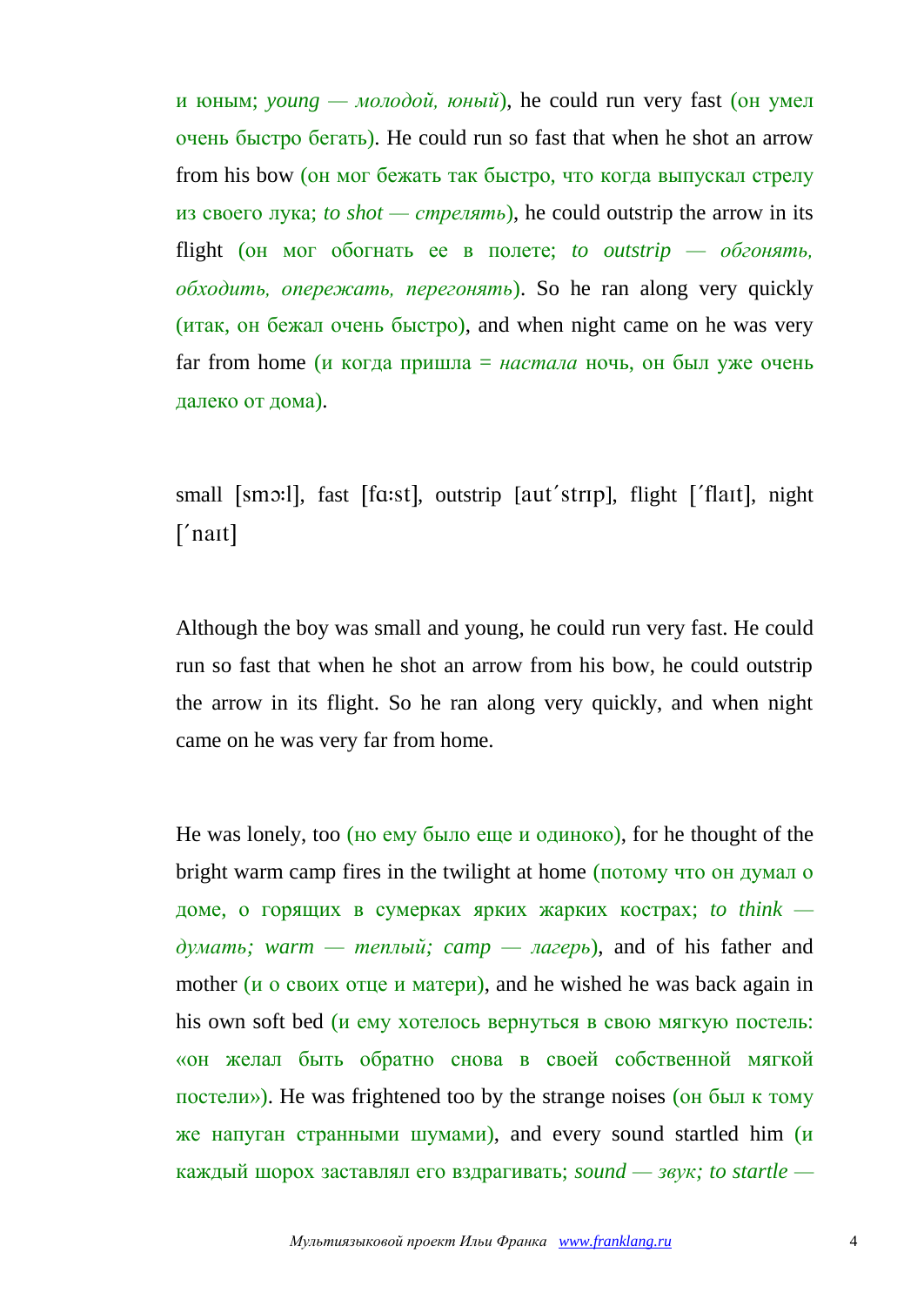и юным; *young — молодой, юный*), he could run very fast (он умел очень быстро бегать). He could run so fast that when he shot an arrow from his bow (он мог бежать так быстро, что когда выпускал стрелу из своего лука; *to shot — стрелять*), he could outstrip the arrow in its flight (он мог обогнать ее в полете; *to outstrip — обгонять, обходить, опережать, перегонять*). So he ran along very quickly (итак, он бежал очень быстро), and when night came on he was very far from home (и когда пришла = *настала* ночь, он был уже очень далеко от дома).

small [smɔːl], fast [fɑːst], outstrip [aut΄strɪp], flight [΄flaɪt], night [΄naɪt]

Although the boy was small and young, he could run very fast. He could run so fast that when he shot an arrow from his bow, he could outstrip the arrow in its flight. So he ran along very quickly, and when night came on he was very far from home.

He was lonely, too (но ему было еще и одиноко), for he thought of the bright warm camp fires in the twilight at home (потому что он думал о доме, о горящих в сумерках ярких жарких кострах; *to think — думать; warm — теплый; camp — лагерь*), and of his father and mother (и о своих отце и матери), and he wished he was back again in his own soft bed (и ему хотелось вернуться в свою мягкую постель: «он желал быть обратно снова в своей собственной мягкой постели»). He was frightened too by the strange noises (он был к тому же напуган странными шумами), and every sound startled him (и каждый шорох заставлял его вздрагивать; *sound — звук; to startle —*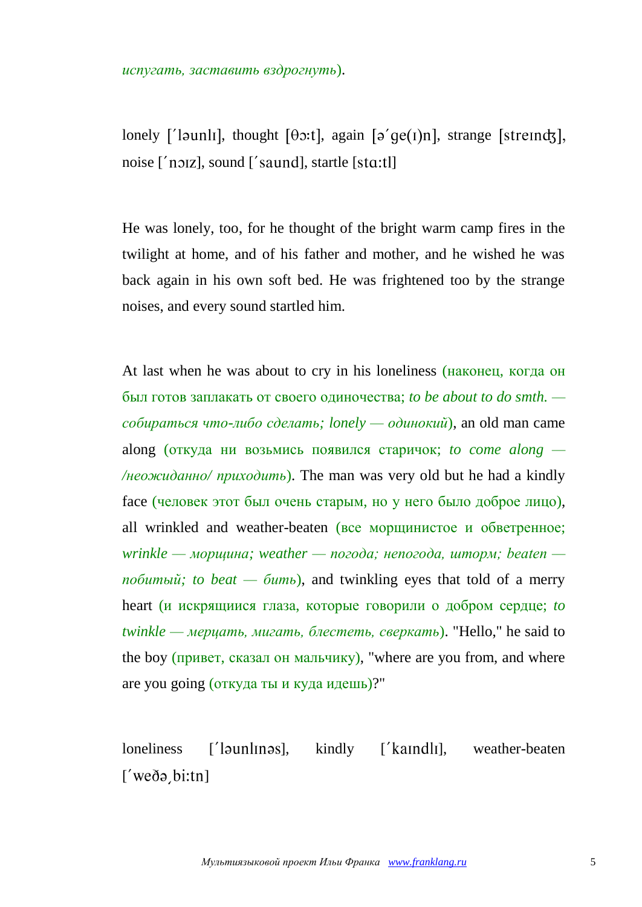*испугать, заставить вздрогнуть*).

lonely [ˊləunlɪ], thought [θɔ:t], again [əˊge(ɪ)n], strange [streɪnʤ], noise [ˊnɔɪz], sound [ˊsaund], startle [stɑ:tl]

He was lonely, too, for he thought of the bright warm camp fires in the twilight at home, and of his father and mother, and he wished he was back again in his own soft bed. He was frightened too by the strange noises, and every sound startled him.

At last when he was about to cry in his loneliness (наконец, когда он был готов заплакать от своего одиночества; *to be about to do smth. — собираться что-либо сделать; lonely — одинокий*), an old man came along (откуда ни возьмись появился старичок; *to come along — /неожиданно/ приходить*). The man was very old but he had a kindly face (человек этот был очень старым, но у него было доброе лицо), all wrinkled and weather-beaten (все морщинистое и обветренное; *wrinkle — морщина; weather — погода; непогода, шторм; beaten — побитый; to beat — бить*), and twinkling eyes that told of a merry heart (и искрящиеся глаза, которые говорили о добром сердце; *to twinkle — мерцать, мигать, блестеть, сверкать*). "Hello," he said to the boy (привет, сказал он мальчику), "where are you from, and where are you going (откуда ты и куда идешь)?"

loneliness [ˊləunlɪnəs], kindly [ˊkaɪndlɪ], weather-beaten [ˊweðəˏbi:tn]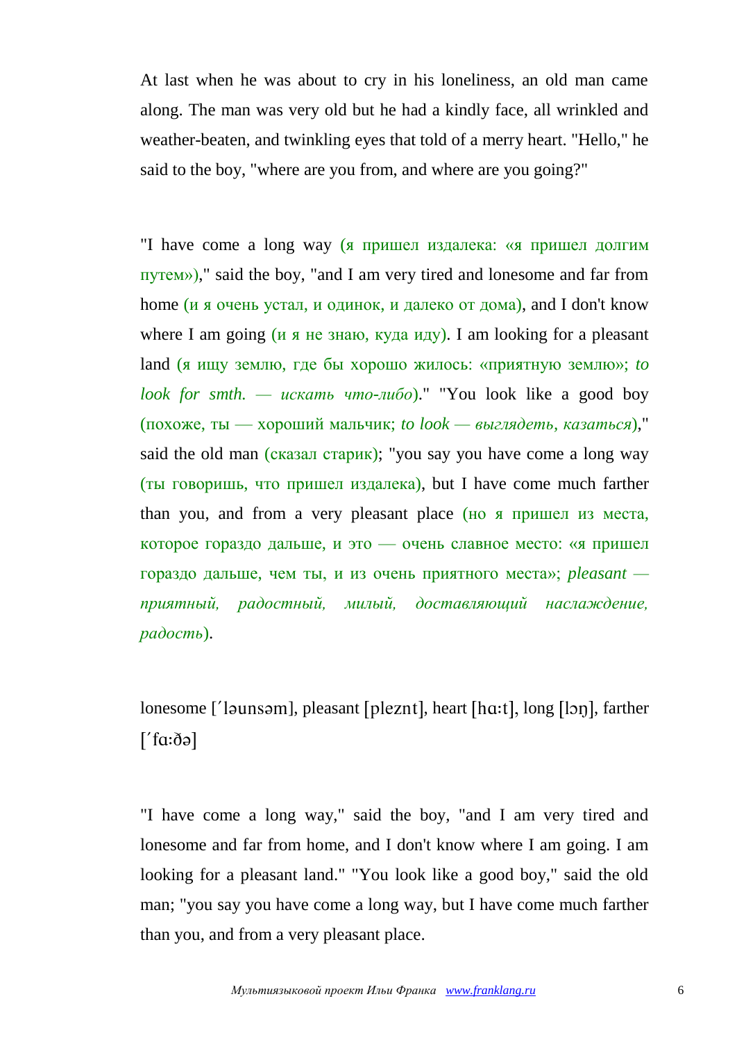At last when he was about to cry in his loneliness, an old man came along. The man was very old but he had a kindly face, all wrinkled and weather-beaten, and twinkling eyes that told of a merry heart. "Hello," he said to the boy, "where are you from, and where are you going?"

"I have come a long way (я пришел издалека: «я пришел долгим путем»)," said the boy, "and I am very tired and lonesome and far from home (и я очень устал, и одинок, и далеко от дома), and I don't know where I am going (и я не знаю, куда иду). I am looking for a pleasant land (я ищу землю, где бы хорошо жилось: «приятную землю»; *to look for smth. — искать что-либо*)." "You look like a good boy (похоже, ты — хороший мальчик; *to look — выглядеть, казаться*)," said the old man (сказал старик); "you say you have come a long way (ты говоришь, что пришел издалека), but I have come much farther than you, and from a very pleasant place (но я пришел из места, которое гораздо дальше, и это — очень славное место: «я пришел гораздо дальше, чем ты, и из очень приятного места»; *pleasant — приятный, радостный, милый, доставляющий наслаждение, радость*).

lonesome [ˊləunsəm], pleasant [pleznt], heart [hɑ:t], long [lɔŋ], farther [ˊfɑ:ðə]

"I have come a long way," said the boy, "and I am very tired and lonesome and far from home, and I don't know where I am going. I am looking for a pleasant land." "You look like a good boy," said the old man; "you say you have come a long way, but I have come much farther than you, and from a very pleasant place.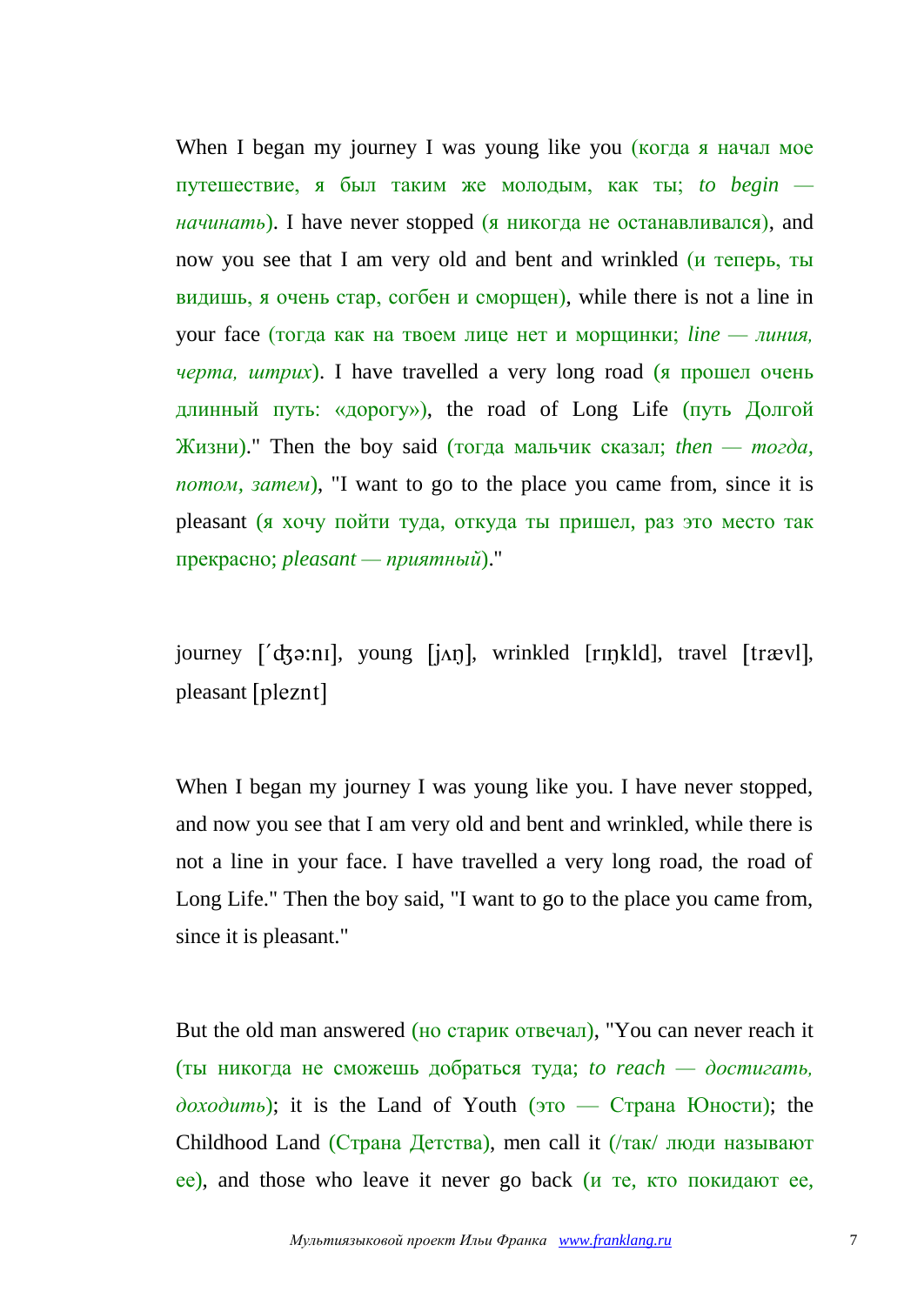When I began my journey I was young like you (когда я начал мое путешествие, я был таким же молодым, как ты; *to begin — начинать*). I have never stopped (я никогда не останавливался), and now you see that I am very old and bent and wrinkled (и теперь, ты видишь, я очень стар, согбен и сморщен), while there is not a line in your face (тогда как на твоем лице нет и морщинки; *line — линия, черта, штрих*). I have travelled a very long road (я прошел очень длинный путь: «дорогу»), the road of Long Life (путь Долгой Жизни)." Then the boy said (тогда мальчик сказал; *then — тогда, потом, затем*), "I want to go to the place you came from, since it is pleasant (я хочу пойти туда, откуда ты пришел, раз это место так прекрасно; *pleasant — приятный*)."

journey [ˊʤə:nı], young [jʌŋ], wrinkled [rıŋkld], travel [trævl], pleasant [pleznt]

When I began my journey I was young like you. I have never stopped, and now you see that I am very old and bent and wrinkled, while there is not a line in your face. I have travelled a very long road, the road of Long Life." Then the boy said, "I want to go to the place you came from, since it is pleasant."

But the old man answered (но старик отвечал), "You can never reach it (ты никогда не сможешь добраться туда; *to reach — достигать, доходить*); it is the Land of Youth (это — Страна Юности); the Childhood Land (Страна Детства), men call it (/так/ люди называют ее), and those who leave it never go back (и те, кто покидают ее,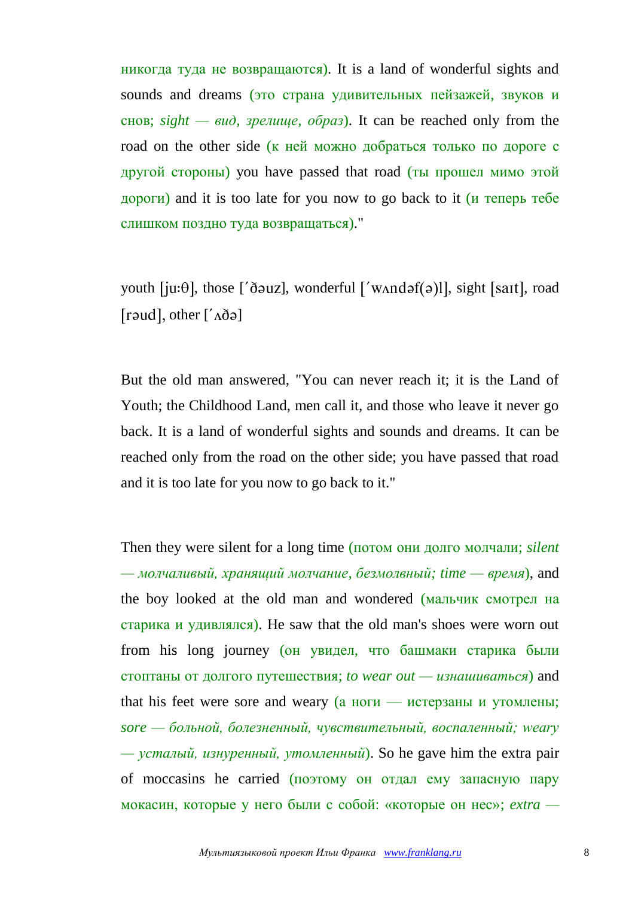никогда туда не возвращаются). It is a land of wonderful sights and sounds and dreams (это страна удивительных пейзажей, звуков и снов; *sight — вид, зрелище, образ*). It can be reached only from the road on the other side (к ней можно добраться только по дороге с другой стороны) you have passed that road (ты прошел мимо этой дороги) and it is too late for you now to go back to it (и теперь тебе слишком поздно туда возвращаться)."

youth [ju:θ], those [´ðəuz], wonderful [´wʌndəf(ə)l], sight [saɪt], road [rəud], other [´ʌðə]

But the old man answered, "You can never reach it; it is the Land of Youth; the Childhood Land, men call it, and those who leave it never go back. It is a land of wonderful sights and sounds and dreams. It can be reached only from the road on the other side; you have passed that road and it is too late for you now to go back to it."

Then they were silent for a long time (потом они долго молчали; *silent — молчаливый, хранящий молчание, безмолвный; time — время*), and the boy looked at the old man and wondered (мальчик смотрел на старика и удивлялся). He saw that the old man's shoes were worn out from his long journey (он увидел, что башмаки старика были стоптаны от долгого путешествия; *to wear out — изнашиваться*) and that his feet were sore and weary (а ноги — истерзаны и утомлены; *sore — больной, болезненный, чувствительный, воспаленный; weary — усталый, изнуренный, утомленный*). So he gave him the extra pair of moccasins he carried (поэтому он отдал ему запасную пару мокасин, которые у него были с собой: «которые он нес»; *extra —*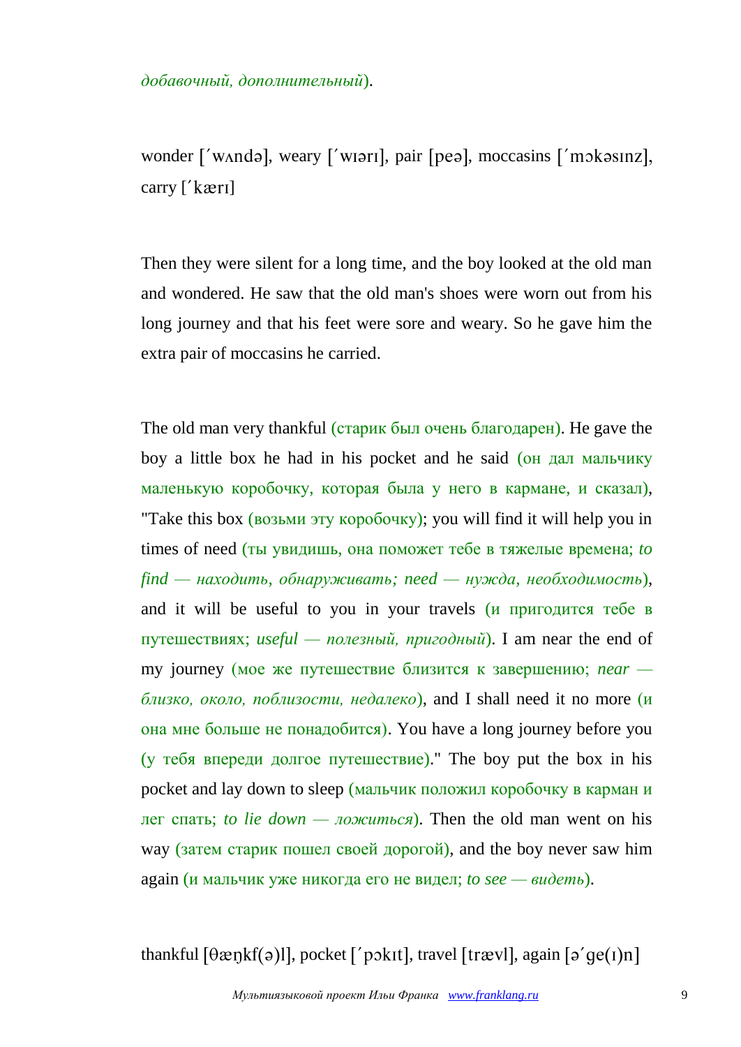*добавочный, дополнительный*).

wonder [ˊwʌndə], weary [ˊwɪərɪ], pair [peə], moccasins [ˊmɔkəsɪnz], carry [ˊkærɪ]

Then they were silent for a long time, and the boy looked at the old man and wondered. He saw that the old man's shoes were worn out from his long journey and that his feet were sore and weary. So he gave him the extra pair of moccasins he carried.

The old man very thankful (старик был очень благодарен). He gave the boy a little box he had in his pocket and he said (он дал мальчику маленькую коробочку, которая была у него в кармане, и сказал), "Take this box (возьми эту коробочку); you will find it will help you in times of need (ты увидишь, она поможет тебе в тяжелые времена; *to find — находить, обнаруживать; need — нужда, необходимость*), and it will be useful to you in your travels (и пригодится тебе в путешествиях; *useful — полезный, пригодный*). I am near the end of my journey (мое же путешествие близится к завершению; *near — близко, около, поблизости, недалеко*), and I shall need it no more (и она мне больше не понадобится). You have a long journey before you (у тебя впереди долгое путешествие)." The boy put the box in his pocket and lay down to sleep (мальчик положил коробочку в карман и лег спать; *to lie down — ложиться*). Then the old man went on his way (затем старик пошел своей дорогой), and the boy never saw him again (и мальчик уже никогда его не видел; *to see — видеть*).

thankful [θæŋkf(ə)l], pocket [ˊpɔkɪt], travel [trævl], again [əˊge(ɪ)n]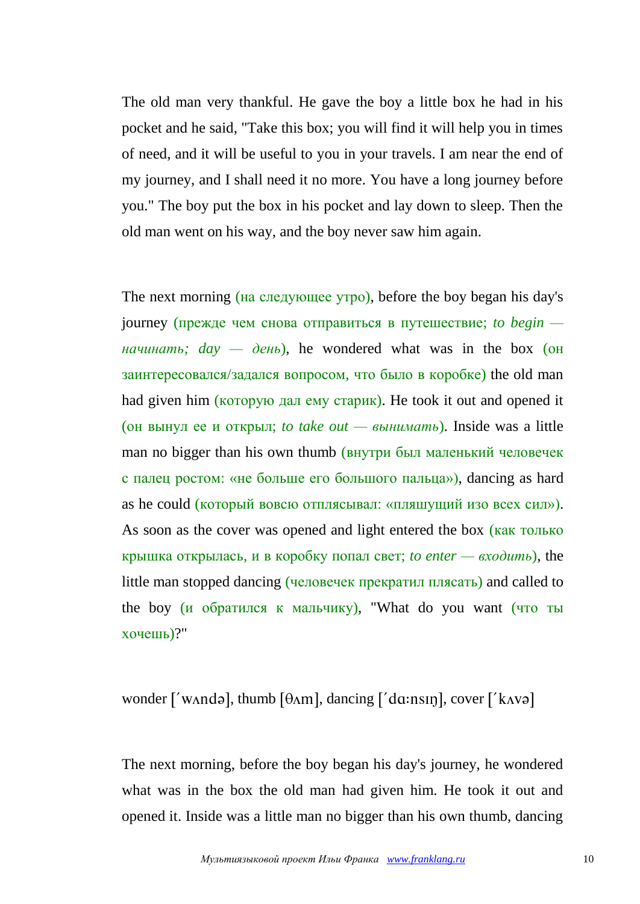The old man very thankful. He gave the boy a little box he had in his pocket and he said, "Take this box; you will find it will help you in times of need, and it will be useful to you in your travels. I am near the end of my journey, and I shall need it no more. You have a long journey before you." The boy put the box in his pocket and lay down to sleep. Then the old man went on his way, and the boy never saw him again.

The next morning (на следующее утро), before the boy began his day's journey (прежде чем снова отправиться в путешествие; *to begin — начинать; day — день*), he wondered what was in the box (он заинтересовался/задался вопросом, что было в коробке) the old man had given him (которую дал ему старик). He took it out and opened it (он вынул ее и открыл; *to take out — вынимать*). Inside was a little man no bigger than his own thumb (внутри был маленький человечек с палец ростом: «не больше его большого пальца»), dancing as hard as he could (который вовсю отплясывал: «пляшущий изо всех сил»). As soon as the cover was opened and light entered the box (как только крышка открылась, и в коробку попал свет; *to enter — входить*), the little man stopped dancing (человечек прекратил плясать) and called to the boy (и обратился к мальчику), "What do you want (что ты хочешь)?"

wonder [ˈwʌndə], thumb [θʌm], dancing [ˈdɑːnsɪŋ], cover [ˈkʌvə]

The next morning, before the boy began his day's journey, he wondered what was in the box the old man had given him. He took it out and opened it. Inside was a little man no bigger than his own thumb, dancing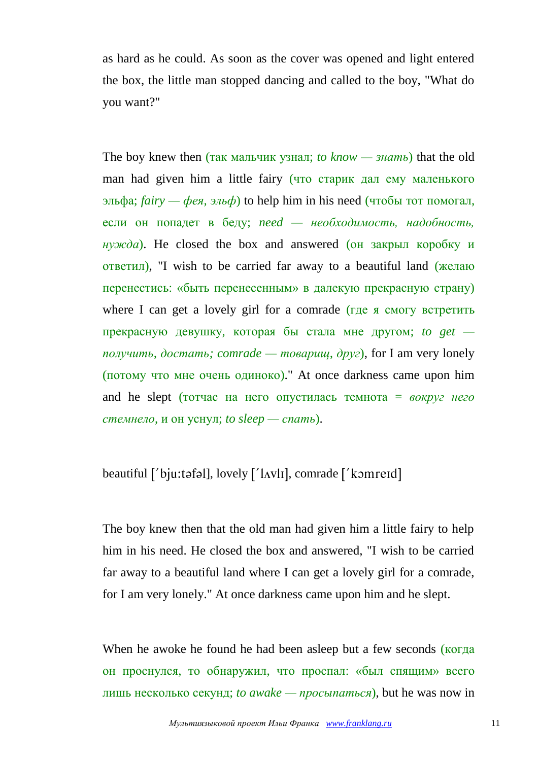as hard as he could. As soon as the cover was opened and light entered the box, the little man stopped dancing and called to the boy, "What do you want?"

The boy knew then (так мальчик узнал; *to know — знать*) that the old man had given him a little fairy (что старик дал ему маленького эльфа; *fairy — фея, эльф*) to help him in his need (чтобы тот помогал, если он попадет в беду; *need — необходимость, надобность, нужда*). He closed the box and answered (он закрыл коробку и ответил), "I wish to be carried far away to a beautiful land (желаю перенестись: «быть перенесенным» в далекую прекрасную страну) where I can get a lovely girl for a comrade (где я смогу встретить прекрасную девушку, которая бы стала мне другом; *to get — получить, достать; comrade — товарищ, друг*), for I am very lonely (потому что мне очень одиноко)." At once darkness came upon him and he slept (тотчас на него опустилась темнота = *вокруг него стемнело*, и он уснул; *to sleep — спать*).

beautiful [ˊbju:təfəl], lovely [ˊlʌvlɪ], comrade [ˊkɔmreɪd]

The boy knew then that the old man had given him a little fairy to help him in his need. He closed the box and answered, "I wish to be carried far away to a beautiful land where I can get a lovely girl for a comrade, for I am very lonely." At once darkness came upon him and he slept.

When he awoke he found he had been asleep but a few seconds (когда он проснулся, то обнаружил, что проспал: «был спящим» всего лишь несколько секунд; *to awake — просыпаться*), but he was now in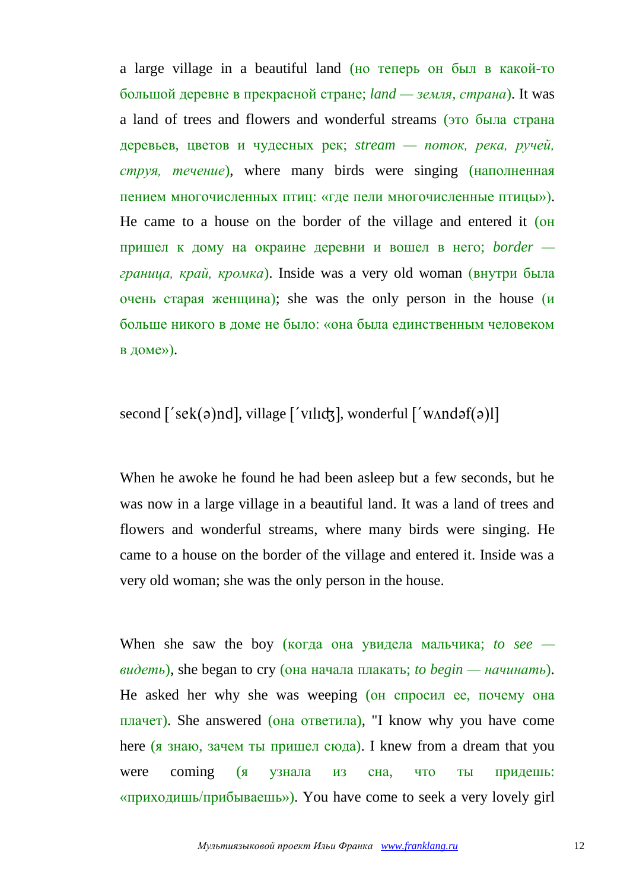a large village in a beautiful land (но теперь он был в какой-то большой деревне в прекрасной стране; *land — земля, страна*). It was a land of trees and flowers and wonderful streams (это была страна деревьев, цветов и чудесных рек; *stream — поток, река, ручей, струя, течение*), where many birds were singing (наполненная пением многочисленных птиц: «где пели многочисленные птицы»). He came to a house on the border of the village and entered it (он пришел к дому на окраине деревни и вошел в него; *border — граница, край, кромка*). Inside was a very old woman (внутри была очень старая женщина); she was the only person in the house (и больше никого в доме не было: «она была единственным человеком в доме»).

second [ˊsek(ə)nd], village [ˊvɪlɪʤ], wonderful [ˊwʌndəf(ə)l]

When he awoke he found he had been asleep but a few seconds, but he was now in a large village in a beautiful land. It was a land of trees and flowers and wonderful streams, where many birds were singing. He came to a house on the border of the village and entered it. Inside was a very old woman; she was the only person in the house.

When she saw the boy (когда она увидела мальчика; *to see — видеть*), she began to cry (она начала плакать; *to begin — начинать*). He asked her why she was weeping (он спросил ее, почему она плачет). She answered (она ответила), "I know why you have come here (я знаю, зачем ты пришел сюда). I knew from a dream that you were coming (я узнала из сна, что ты придешь: «приходишь/прибываешь»). You have come to seek a very lovely girl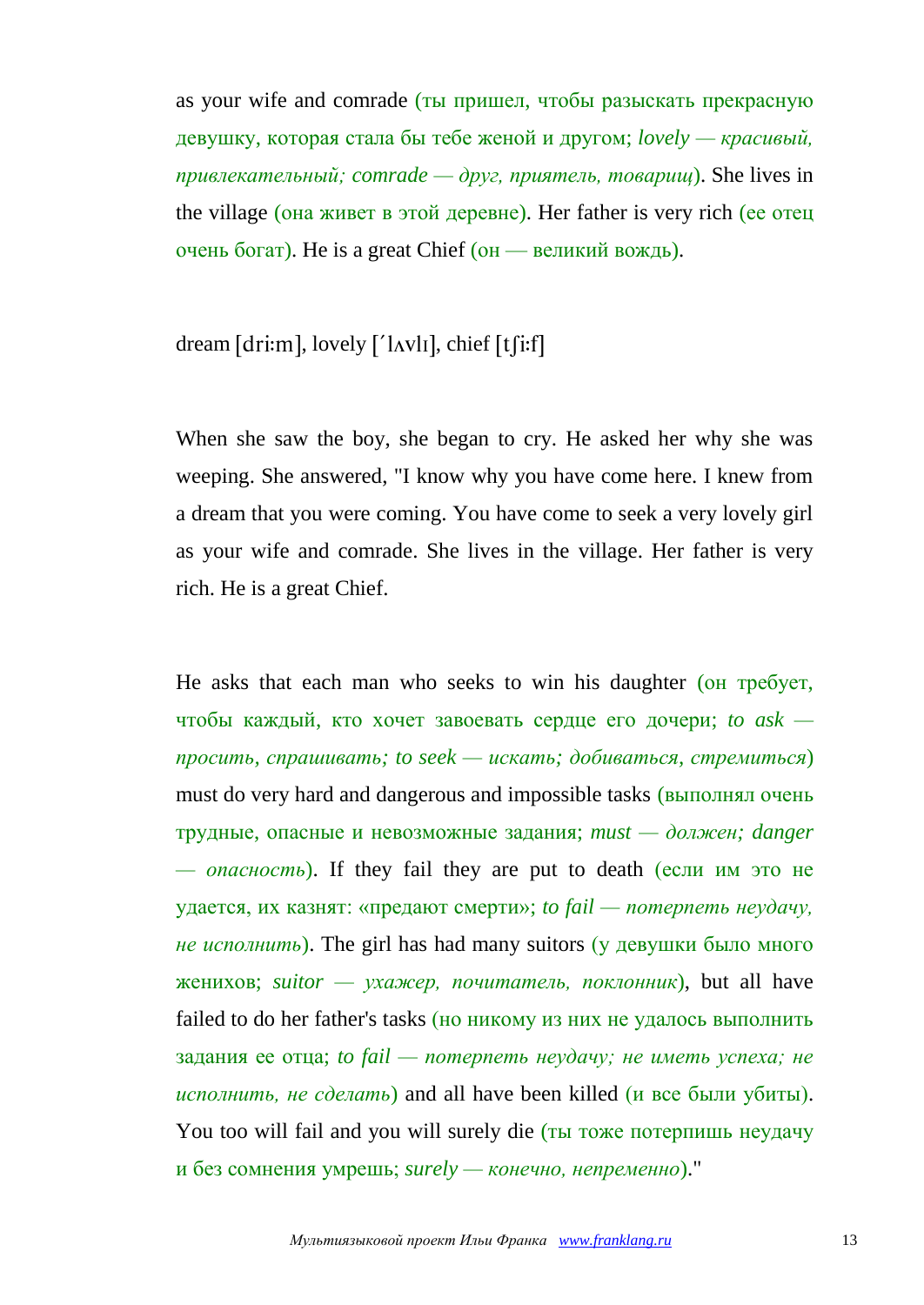as your wife and comrade (ты пришел, чтобы разыскать прекрасную девушку, которая стала бы тебе женой и другом; *lovely — красивый, привлекательный; comrade — друг, приятель, товарищ*). She lives in the village (она живет в этой деревне). Her father is very rich (ее отец очень богат). He is a great Chief (он — великий вождь).

dream [dri:m], lovely [ˈlʌvlɪ], chief [tʃi:f]

When she saw the boy, she began to cry. He asked her why she was weeping. She answered, "I know why you have come here. I knew from a dream that you were coming. You have come to seek a very lovely girl as your wife and comrade. She lives in the village. Her father is very rich. He is a great Chief.

He asks that each man who seeks to win his daughter (он требует, чтобы каждый, кто хочет завоевать сердце его дочери; *to ask — просить, спрашивать; to seek — искать; добиваться, стремиться*) must do very hard and dangerous and impossible tasks (выполнял очень трудные, опасные и невозможные задания; *must — должен; danger — опасность*). If they fail they are put to death (если им это не удается, их казнят: «предают смерти»; *to fail — потерпеть неудачу, не исполнить*). The girl has had many suitors (у девушки было много женихов; *suitor — ухажер, почитатель, поклонник*), but all have failed to do her father's tasks (но никому из них не удалось выполнить задания ее отца; *to fail — потерпеть неудачу; не иметь успеха; не исполнить, не сделать*) and all have been killed (и все были убиты). You too will fail and you will surely die (ты тоже потерпишь неудачу и без сомнения умрешь; *surely — конечно, непременно*)."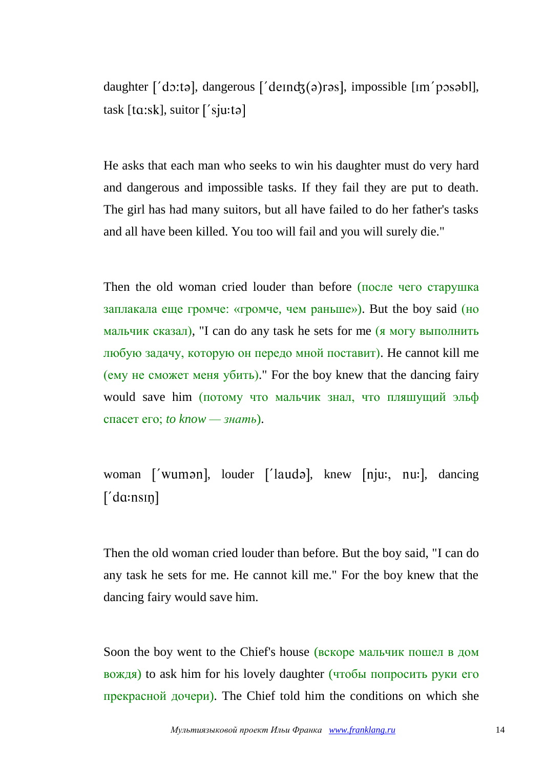daughter [ˊdɔ:tə], dangerous [ˊdeɪnʤ(ə)rəs], impossible [ɪmˊpɔsəbl], task [tɑ:sk], suitor [ˊsjuːtə]

He asks that each man who seeks to win his daughter must do very hard and dangerous and impossible tasks. If they fail they are put to death. The girl has had many suitors, but all have failed to do her father's tasks and all have been killed. You too will fail and you will surely die."

Then the old woman cried louder than before (после чего старушка заплакала еще громче: «громче, чем раньше»). But the boy said (но мальчик сказал), "I can do any task he sets for me (я могу выполнить любую задачу, которую он передо мной поставит). He cannot kill me (ему не сможет меня убить)." For the boy knew that the dancing fairy would save him (потому что мальчик знал, что пляшущий эльф спасет его; *to know — знать*).

woman [ˊwumən], louder [ˊlaudə], knew [njuː, nuː], dancing [ˊdɑːnsɪŋ]

Then the old woman cried louder than before. But the boy said, "I can do any task he sets for me. He cannot kill me." For the boy knew that the dancing fairy would save him.

Soon the boy went to the Chief's house (вскоре мальчик пошел в дом вождя) to ask him for his lovely daughter (чтобы попросить руки его прекрасной дочери). The Chief told him the conditions on which she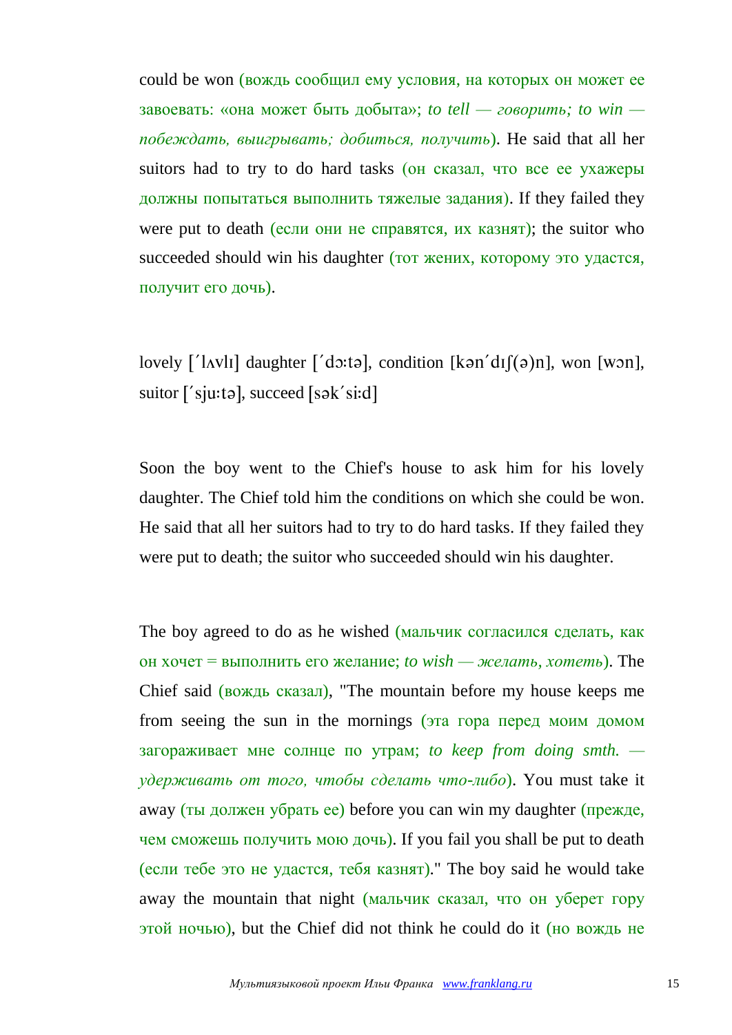could be won (вождь сообщил ему условия, на которых он может ее завоевать: «она может быть добыта»; *to tell — говорить; to win — побеждать, выигрывать; добиться, получить*). He said that all her suitors had to try to do hard tasks (он сказал, что все ее ухажеры должны попытаться выполнить тяжелые задания). If they failed they were put to death (если они не справятся, их казнят); the suitor who succeeded should win his daughter (тот жених, которому это удастся, получит его дочь).

lovely [΄lʌvlɪ] daughter [΄dɔ:tə], condition [kən΄dɪʃ(ə)n], won [wɔn], suitor [΄sju:tə], succeed [sək΄si:d]

Soon the boy went to the Chief's house to ask him for his lovely daughter. The Chief told him the conditions on which she could be won. He said that all her suitors had to try to do hard tasks. If they failed they were put to death; the suitor who succeeded should win his daughter.

The boy agreed to do as he wished (мальчик согласился сделать, как он хочет = выполнить его желание; *to wish — желать, хотеть*). The Chief said (вождь сказал), "The mountain before my house keeps me from seeing the sun in the mornings (эта гора перед моим домом загораживает мне солнце по утрам; *to keep from doing smth. — удерживать от того, чтобы сделать что-либо*). You must take it away (ты должен убрать ее) before you can win my daughter (прежде, чем сможешь получить мою дочь). If you fail you shall be put to death (если тебе это не удастся, тебя казнят)." The boy said he would take away the mountain that night (мальчик сказал, что он уберет гору этой ночью), but the Chief did not think he could do it (но вождь не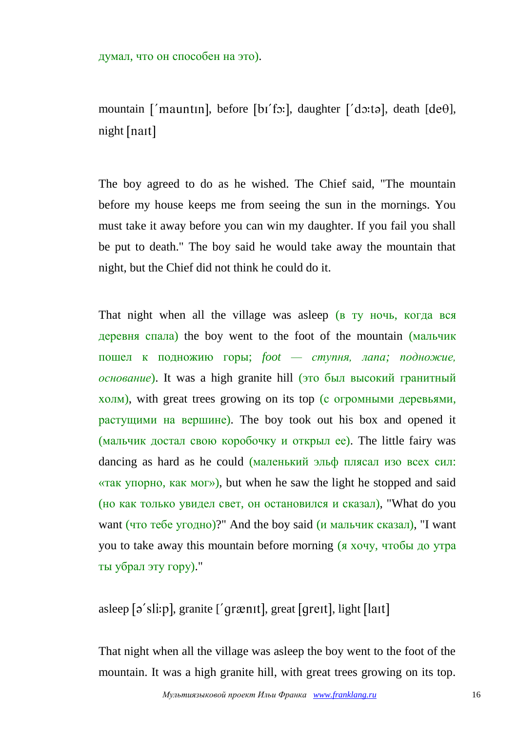думал, что он способен на это).

mountain [ˊmauntɪn], before [bɪˊfɔː], daughter [ˊdɔːtə], death [deθ], night [naɪt]

The boy agreed to do as he wished. The Chief said, "The mountain before my house keeps me from seeing the sun in the mornings. You must take it away before you can win my daughter. If you fail you shall be put to death." The boy said he would take away the mountain that night, but the Chief did not think he could do it.

That night when all the village was asleep (в ту ночь, когда вся деревня спала) the boy went to the foot of the mountain (мальчик пошел к подножию горы; *foot — ступня, лапа; подножие, основание*). It was a high granite hill (это был высокий гранитный холм), with great trees growing on its top (с огромными деревьями, растущими на вершине). The boy took out his box and opened it (мальчик достал свою коробочку и открыл ее). The little fairy was dancing as hard as he could (маленький эльф плясал изо всех сил: «так упорно, как мог»), but when he saw the light he stopped and said (но как только увидел свет, он остановился и сказал), "What do you want (что тебе угодно)?" And the boy said (и мальчик сказал), "I want you to take away this mountain before morning (я хочу, чтобы до утра ты убрал эту гору)."

asleep [əˊsliːp], granite [ˊgrænɪt], great [greɪt], light [laɪt]

That night when all the village was asleep the boy went to the foot of the mountain. It was a high granite hill, with great trees growing on its top.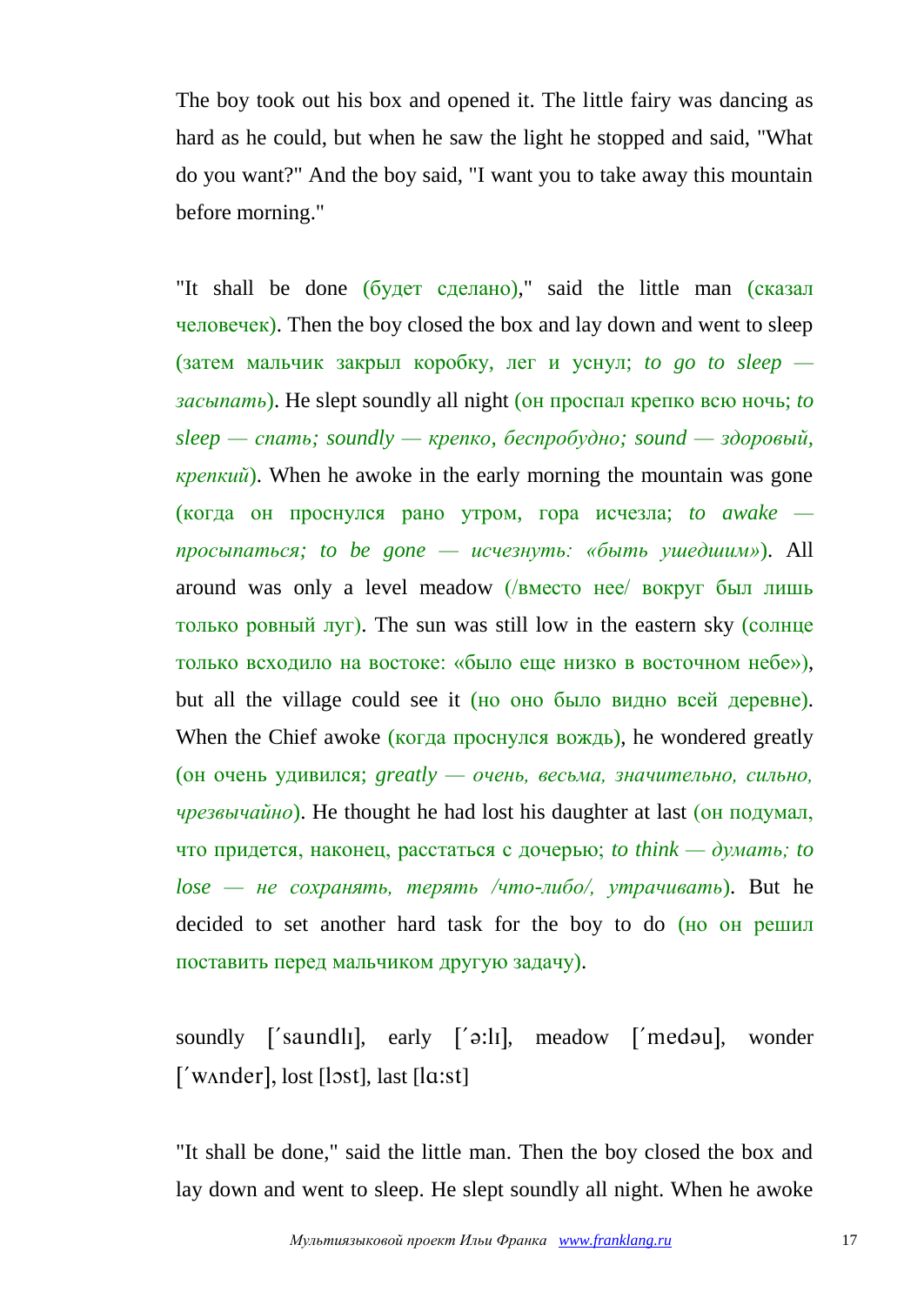The boy took out his box and opened it. The little fairy was dancing as hard as he could, but when he saw the light he stopped and said, "What do you want?" And the boy said, "I want you to take away this mountain before morning."

"It shall be done (будет сделано)," said the little man (сказал человечек). Then the boy closed the box and lay down and went to sleep (затем мальчик закрыл коробку, лег и уснул; *to go to sleep — засыпать*). He slept soundly all night (он проспал крепко всю ночь; *to sleep — спать; soundly — крепко, беспробудно; sound — здоровый, крепкий*). When he awoke in the early morning the mountain was gone (когда он проснулся рано утром, гора исчезла; *to awake — просыпаться; to be gone — исчезнуть: «быть ушедшим»*). All around was only a level meadow (/вместо нее/ вокруг был лишь только ровный луг). The sun was still low in the eastern sky (солнце только всходило на востоке: «было еще низко в восточном небе»), but all the village could see it (но оно было видно всей деревне). When the Chief awoke (когда проснулся вождь), he wondered greatly (он очень удивился; *greatly — очень, весьма, значительно, сильно, чрезвычайно*). He thought he had lost his daughter at last (он подумал, что придется, наконец, расстаться с дочерью; *to think — думать; to lose — не сохранять, терять /что-либо/, утрачивать*). But he decided to set another hard task for the boy to do (но он решил поставить перед мальчиком другую задачу).

soundly [ˊsaundlɪ], early [ˊə:lɪ], meadow [ˊmedəu], wonder [ˊwʌnder], lost [lɔst], last [lɑ:st]

"It shall be done," said the little man. Then the boy closed the box and lay down and went to sleep. He slept soundly all night. When he awoke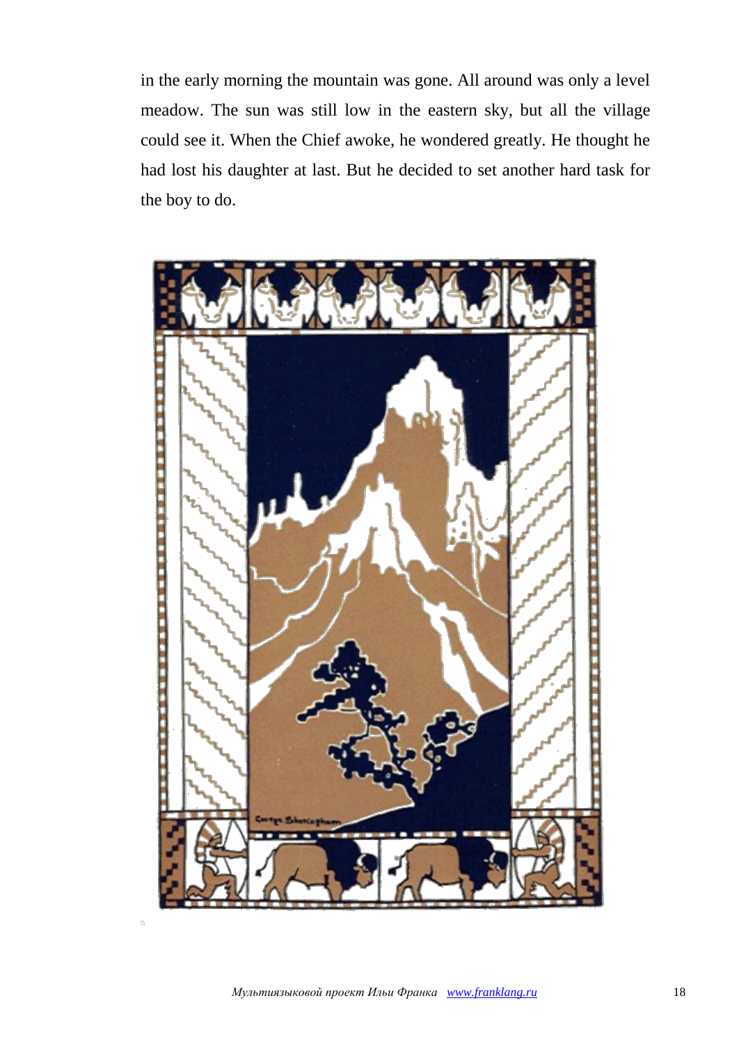in the early morning the mountain was gone. All around was only a level meadow. The sun was still low in the eastern sky, but all the village could see it. When the Chief awoke, he wondered greatly. He thought he had lost his daughter at last. But he decided to set another hard task for the boy to do.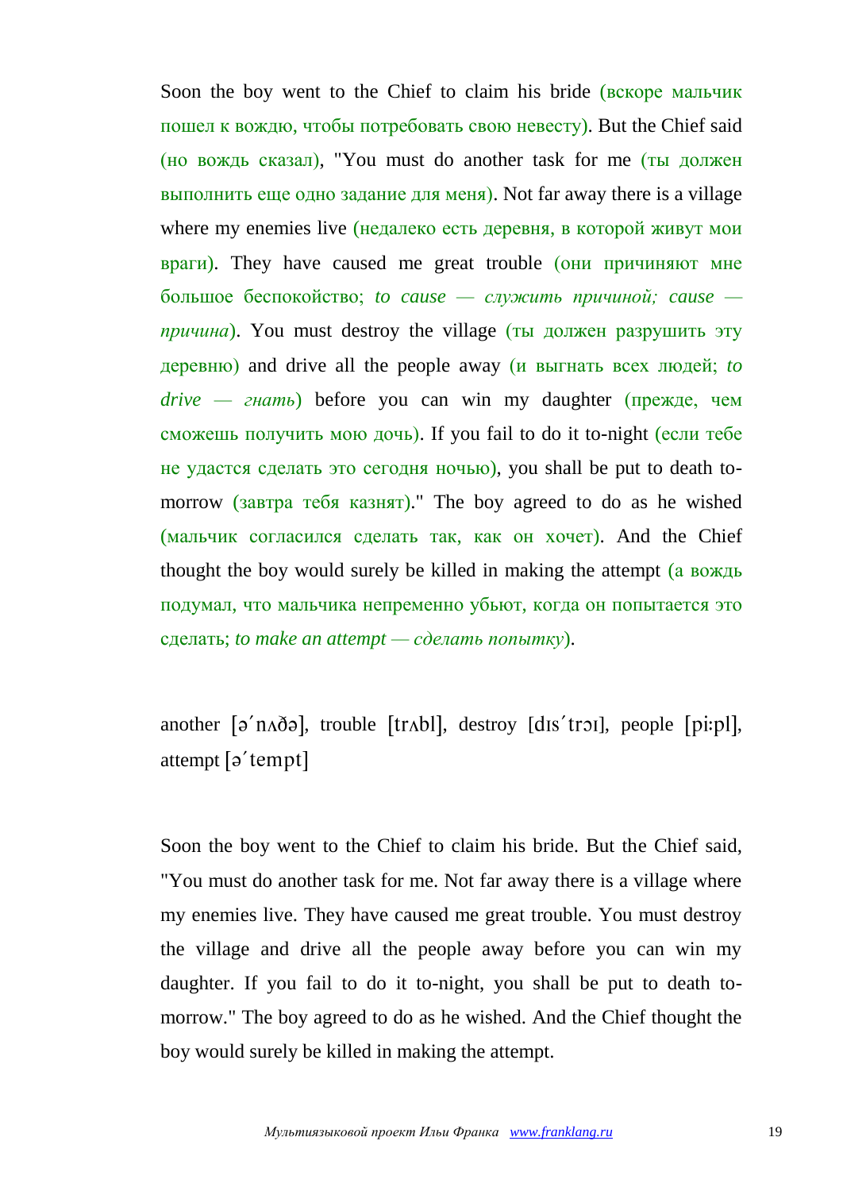Soon the boy went to the Chief to claim his bride (вскоре мальчик пошел к вождю, чтобы потребовать свою невесту). But the Chief said (но вождь сказал), "You must do another task for me (ты должен выполнить еще одно задание для меня). Not far away there is a village where my enemies live (недалеко есть деревня, в которой живут мои враги). They have caused me great trouble (они причиняют мне большое беспокойство; *to cause — служить причиной; cause — причина*). You must destroy the village (ты должен разрушить эту деревню) and drive all the people away (и выгнать всех людей; *to drive — гнать*) before you can win my daughter (прежде, чем сможешь получить мою дочь). If you fail to do it to-night (если тебе не удастся сделать это сегодня ночью), you shall be put to death to-morrow (завтра тебя казнят)." The boy agreed to do as he wished (мальчик согласился сделать так, как он хочет). And the Chief thought the boy would surely be killed in making the attempt (а вождь подумал, что мальчика непременно убьют, когда он попытается это сделать; *to make an attempt — сделать попытку*).

another [əˊnʌðə], trouble [trʌbl], destroy [dɪsˊtrɔɪ], people [pi:pl], attempt [əˊtempt]

Soon the boy went to the Chief to claim his bride. But the Chief said, "You must do another task for me. Not far away there is a village where my enemies live. They have caused me great trouble. You must destroy the village and drive all the people away before you can win my daughter. If you fail to do it to-night, you shall be put to death to-morrow." The boy agreed to do as he wished. And the Chief thought the boy would surely be killed in making the attempt.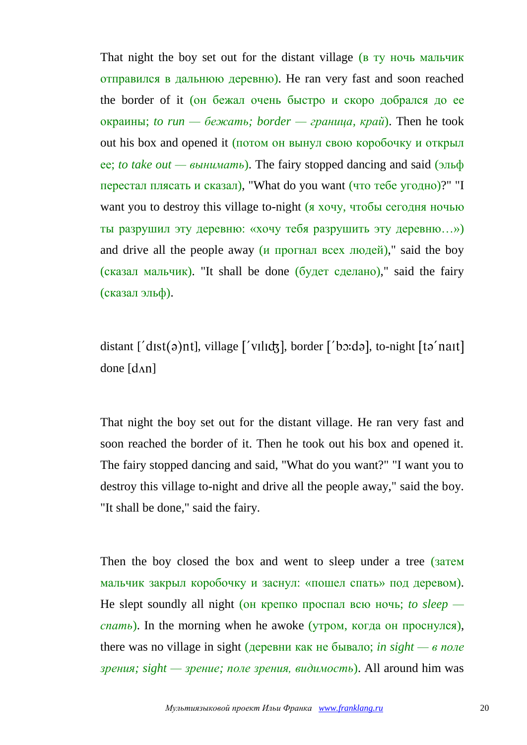That night the boy set out for the distant village (в ту ночь мальчик отправился в дальнюю деревню). He ran very fast and soon reached the border of it (он бежал очень быстро и скоро добрался до ее окраины; *to run — бежать; border — граница, край*). Then he took out his box and opened it (потом он вынул свою коробочку и открыл ее; *to take out — вынимать*). The fairy stopped dancing and said (эльф перестал плясать и сказал), "What do you want (что тебе угодно)?" "I want you to destroy this village to-night (я хочу, чтобы сегодня ночью ты разрушил эту деревню: «хочу тебя разрушить эту деревню…») and drive all the people away (и прогнал всех людей)," said the boy (сказал мальчик). "It shall be done (будет сделано)," said the fairy (сказал эльф).

distant [ˊdɪst(ə)nt], village [ˊvɪlɪʤ], border [ˊbɔːdə], to-night [təˊnaɪt] done [dʌn]

That night the boy set out for the distant village. He ran very fast and soon reached the border of it. Then he took out his box and opened it. The fairy stopped dancing and said, "What do you want?" "I want you to destroy this village to-night and drive all the people away," said the boy. "It shall be done," said the fairy.

Then the boy closed the box and went to sleep under a tree (затем мальчик закрыл коробочку и заснул: «пошел спать» под деревом). He slept soundly all night (он крепко проспал всю ночь; *to sleep — спать*). In the morning when he awoke (утром, когда он проснулся), there was no village in sight (деревни как не бывало; *in sight — в поле зрения; sight — зрение; поле зрения, видимость*). All around him was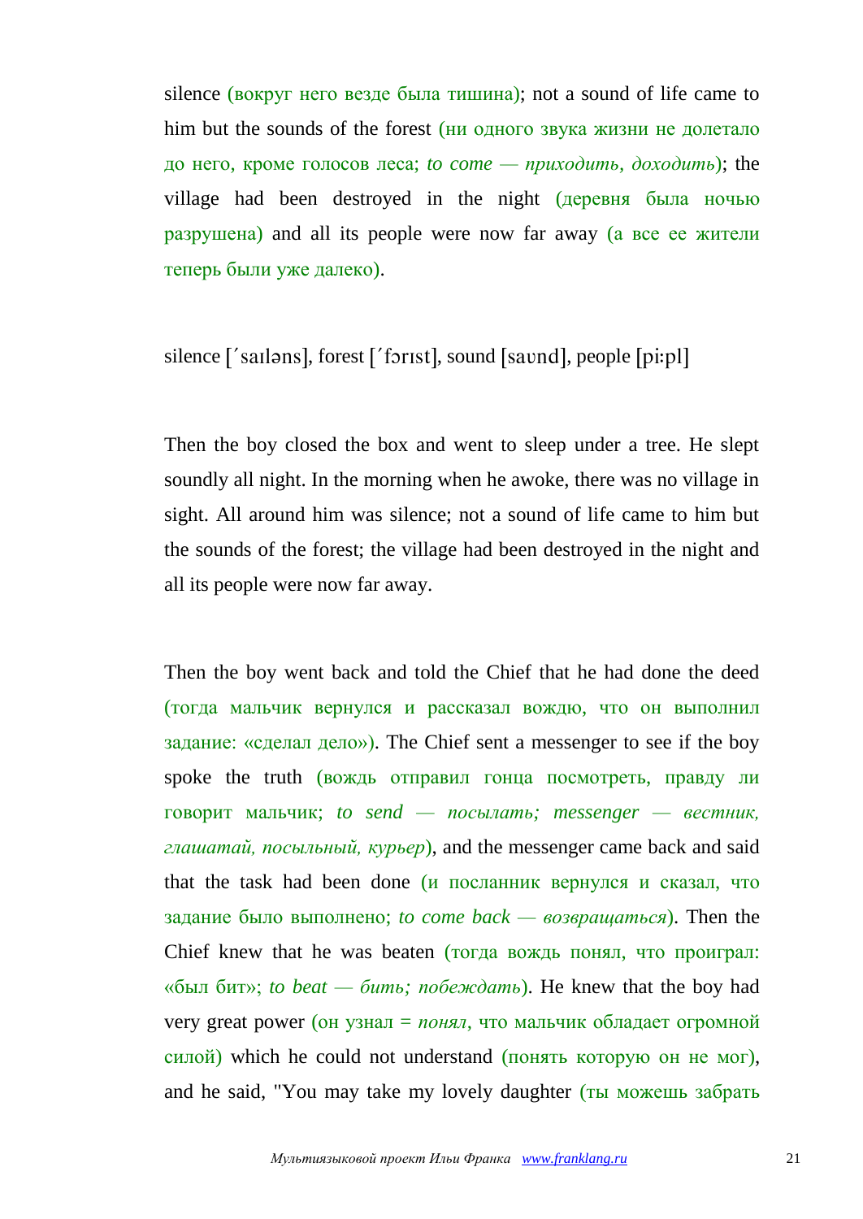silence (вокруг него везде была тишина); not a sound of life came to him but the sounds of the forest (ни одного звука жизни не долетало до него, кроме голосов леса; *to come — приходить, доходить*); the village had been destroyed in the night (деревня была ночью разрушена) and all its people were now far away (а все ее жители теперь были уже далеко).

silence [΄saɪləns], forest [΄fɔrɪst], sound [saʊnd], people [pi:pl]

Then the boy closed the box and went to sleep under a tree. He slept soundly all night. In the morning when he awoke, there was no village in sight. All around him was silence; not a sound of life came to him but the sounds of the forest; the village had been destroyed in the night and all its people were now far away.

Then the boy went back and told the Chief that he had done the deed (тогда мальчик вернулся и рассказал вождю, что он выполнил задание: «сделал дело»). The Chief sent a messenger to see if the boy spoke the truth (вождь отправил гонца посмотреть, правду ли говорит мальчик; *to send — посылать; messenger — вестник, глашатай, посыльный, курьер*), and the messenger came back and said that the task had been done (и посланник вернулся и сказал, что задание было выполнено; *to come back — возвращаться*). Then the Chief knew that he was beaten (тогда вождь понял, что проиграл: «был бит»; *to beat — бить; побеждать*). He knew that the boy had very great power (он узнал = *понял*, что мальчик обладает огромной силой) which he could not understand (понять которую он не мог), and he said, "You may take my lovely daughter (ты можешь забрать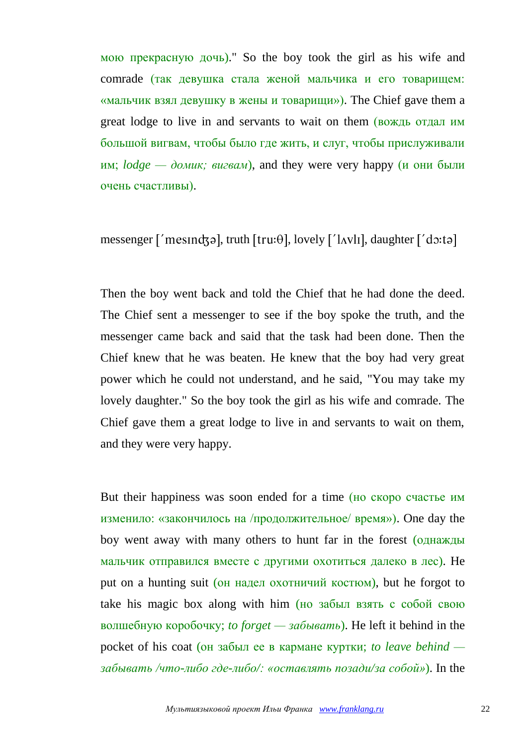мою прекрасную дочь)." So the boy took the girl as his wife and comrade (так девушка стала женой мальчика и его товарищем: «мальчик взял девушку в жены и товарищи»). The Chief gave them a great lodge to live in and servants to wait on them (вождь отдал им большой вигвам, чтобы было где жить, и слуг, чтобы прислуживали им; *lodge — домик; вигвам*), and they were very happy (и они были очень счастливы).

messenger [ˊmesɪnʤə], truth [tru:θ], lovely [ˊlʌvlɪ], daughter [ˊdɔ:tə]

Then the boy went back and told the Chief that he had done the deed. The Chief sent a messenger to see if the boy spoke the truth, and the messenger came back and said that the task had been done. Then the Chief knew that he was beaten. He knew that the boy had very great power which he could not understand, and he said, "You may take my lovely daughter." So the boy took the girl as his wife and comrade. The Chief gave them a great lodge to live in and servants to wait on them, and they were very happy.

But their happiness was soon ended for a time (но скоро счастье им изменило: «закончилось на /продолжительное/ время»). One day the boy went away with many others to hunt far in the forest (однажды мальчик отправился вместе с другими охотиться далеко в лес). He put on a hunting suit (он надел охотничий костюм), but he forgot to take his magic box along with him (но забыл взять с собой свою волшебную коробочку; *to forget — забывать*). He left it behind in the pocket of his coat (он забыл ее в кармане куртки; *to leave behind — забывать /что-либо где-либо/: «оставлять позади/за собой»*). In the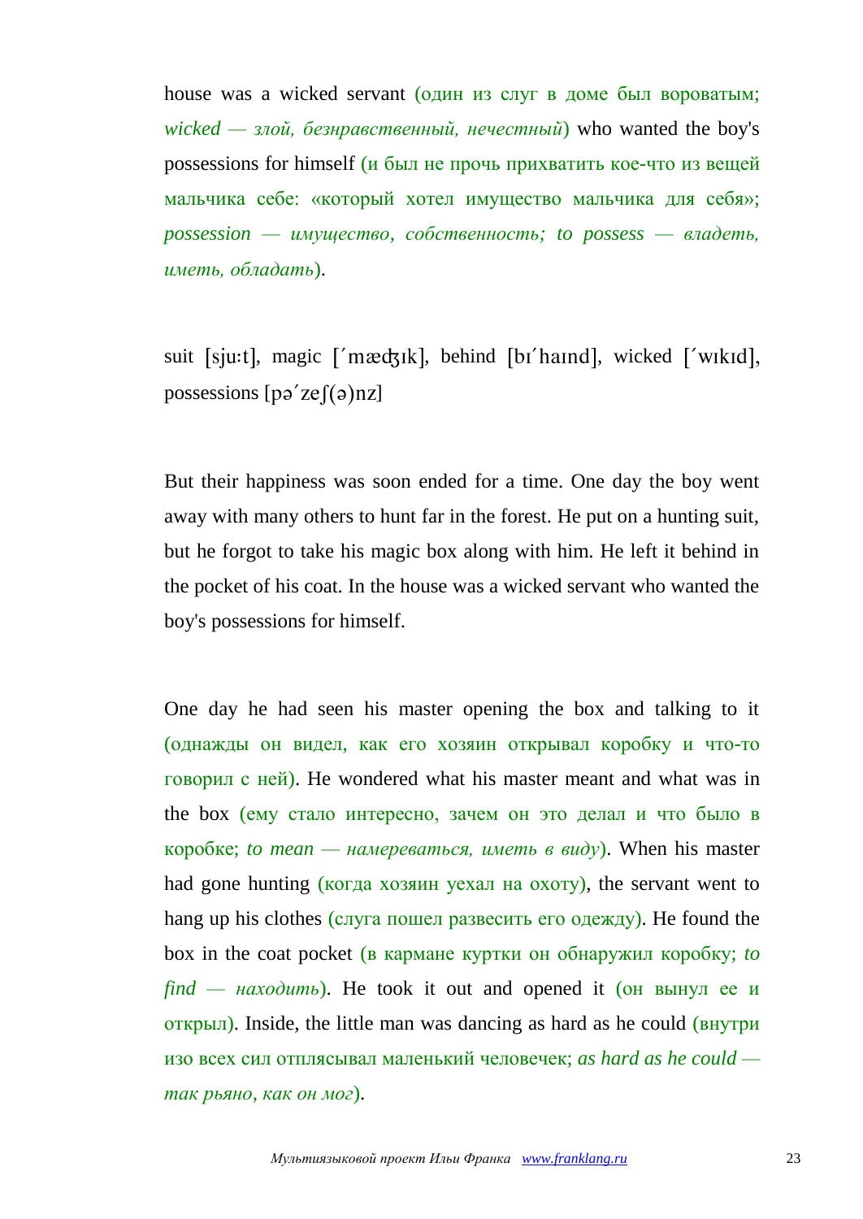house was a wicked servant (один из слуг в доме был вороватым; *wicked — злой, безнравственный, нечестный*) who wanted the boy's possessions for himself (и был не прочь прихватить кое-что из вещей мальчика себе: «который хотел имущество мальчика для себя»; *possession — имущество, собственность; to possess — владеть, иметь, обладать*).

suit [sjuːt], magic [ˊmæʤɪk], behind [bɪˊhaɪnd], wicked [ˊwɪkɪd], possessions [pəˊzeʃ(ə)nz]

But their happiness was soon ended for a time. One day the boy went away with many others to hunt far in the forest. He put on a hunting suit, but he forgot to take his magic box along with him. He left it behind in the pocket of his coat. In the house was a wicked servant who wanted the boy's possessions for himself.

One day he had seen his master opening the box and talking to it (однажды он видел, как его хозяин открывал коробку и что-то говорил с ней). He wondered what his master meant and what was in the box (ему стало интересно, зачем он это делал и что было в коробке; *to mean — намереваться, иметь в виду*). When his master had gone hunting (когда хозяин уехал на охоту), the servant went to hang up his clothes (слуга пошел развесить его одежду). He found the box in the coat pocket (в кармане куртки он обнаружил коробку; *to find — находить*). He took it out and opened it (он вынул ее и открыл). Inside, the little man was dancing as hard as he could (внутри изо всех сил отплясывал маленький человечек; *as hard as he could — так рьяно, как он мог*).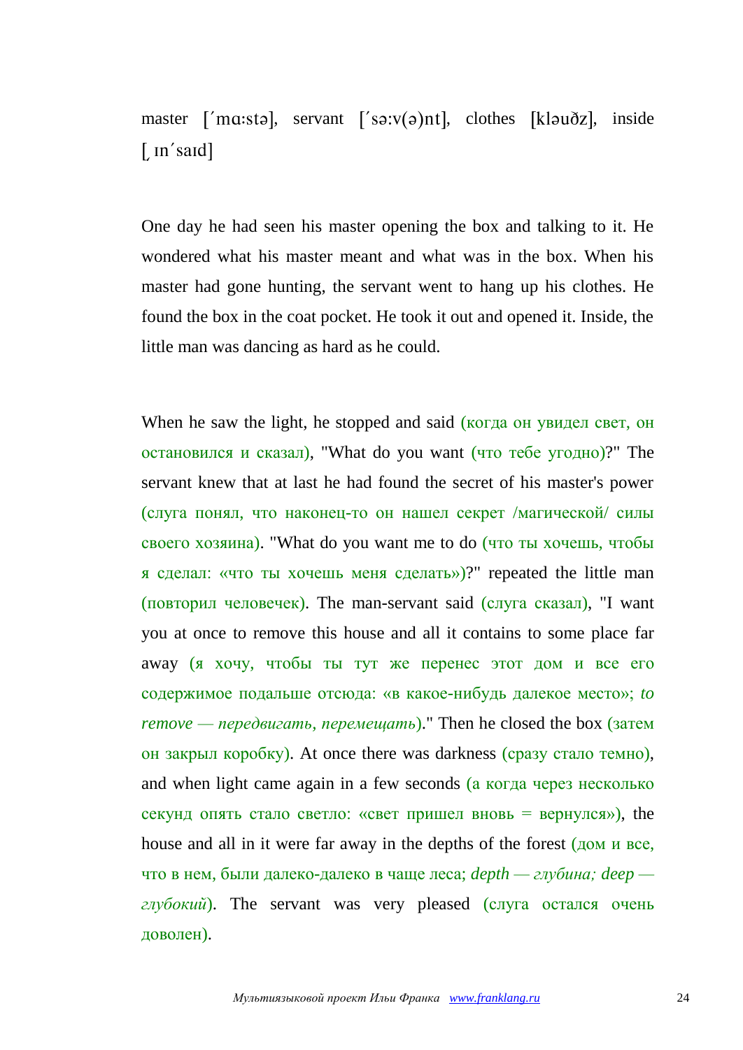master [ˊmɑ:stə], servant [ˊsə:v(ə)nt], clothes [kləuðz], inside [ˌɪnˊsaɪd]

One day he had seen his master opening the box and talking to it. He wondered what his master meant and what was in the box. When his master had gone hunting, the servant went to hang up his clothes. He found the box in the coat pocket. He took it out and opened it. Inside, the little man was dancing as hard as he could.

When he saw the light, he stopped and said (когда он увидел свет, он остановился и сказал), "What do you want (что тебе угодно)?" The servant knew that at last he had found the secret of his master's power (слуга понял, что наконец-то он нашел секрет /магической/ силы своего хозяина). "What do you want me to do (что ты хочешь, чтобы я сделал: «что ты хочешь меня сделать»)?" repeated the little man (повторил человечек). The man-servant said (слуга сказал), "I want you at once to remove this house and all it contains to some place far away (я хочу, чтобы ты тут же перенес этот дом и все его содержимое подальше отсюда: «в какое-нибудь далекое место»; *to remove — передвигать, перемещать*)." Then he closed the box (затем он закрыл коробку). At once there was darkness (сразу стало темно), and when light came again in a few seconds (а когда через несколько секунд опять стало светло: «свет пришел вновь = вернулся»), the house and all in it were far away in the depths of the forest (дом и все, что в нем, были далеко-далеко в чаще леса; *depth — глубина; deep — глубокий*). The servant was very pleased (слуга остался очень доволен).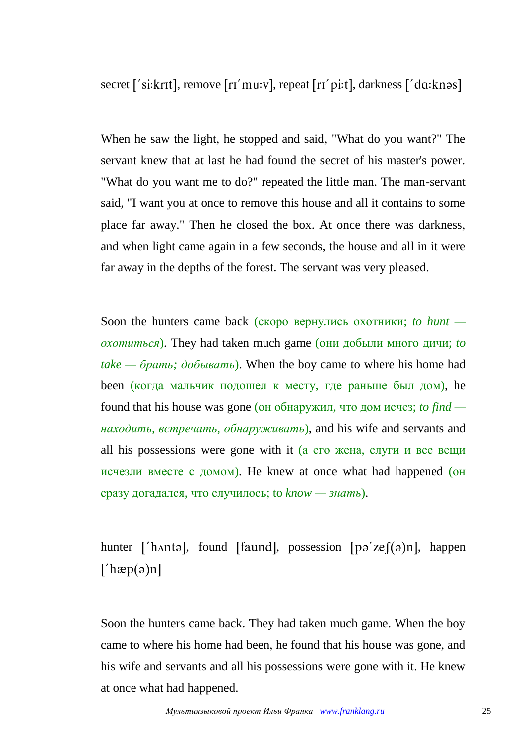secret [ˈsiːkrɪt], remove [rɪˈmuːv], repeat [rɪˈpiːt], darkness [ˈdɑːknəs]

When he saw the light, he stopped and said, "What do you want?" The servant knew that at last he had found the secret of his master's power. "What do you want me to do?" repeated the little man. The man-servant said, "I want you at once to remove this house and all it contains to some place far away." Then he closed the box. At once there was darkness, and when light came again in a few seconds, the house and all in it were far away in the depths of the forest. The servant was very pleased.

Soon the hunters came back (скоро вернулись охотники; *to hunt — охотиться*). They had taken much game (они добыли много дичи; *to take — брать; добывать*). When the boy came to where his home had been (когда мальчик подошел к месту, где раньше был дом), he found that his house was gone (он обнаружил, что дом исчез; *to find — находить, встречать, обнаруживать*), and his wife and servants and all his possessions were gone with it (а его жена, слуги и все вещи исчезли вместе с домом). He knew at once what had happened (он сразу догадался, что случилось; to *know — знать*).

hunter [ˈhʌntə], found [faund], possession [pəˈzeʃ(ə)n], happen [ˈhæp(ə)n]

Soon the hunters came back. They had taken much game. When the boy came to where his home had been, he found that his house was gone, and his wife and servants and all his possessions were gone with it. He knew at once what had happened.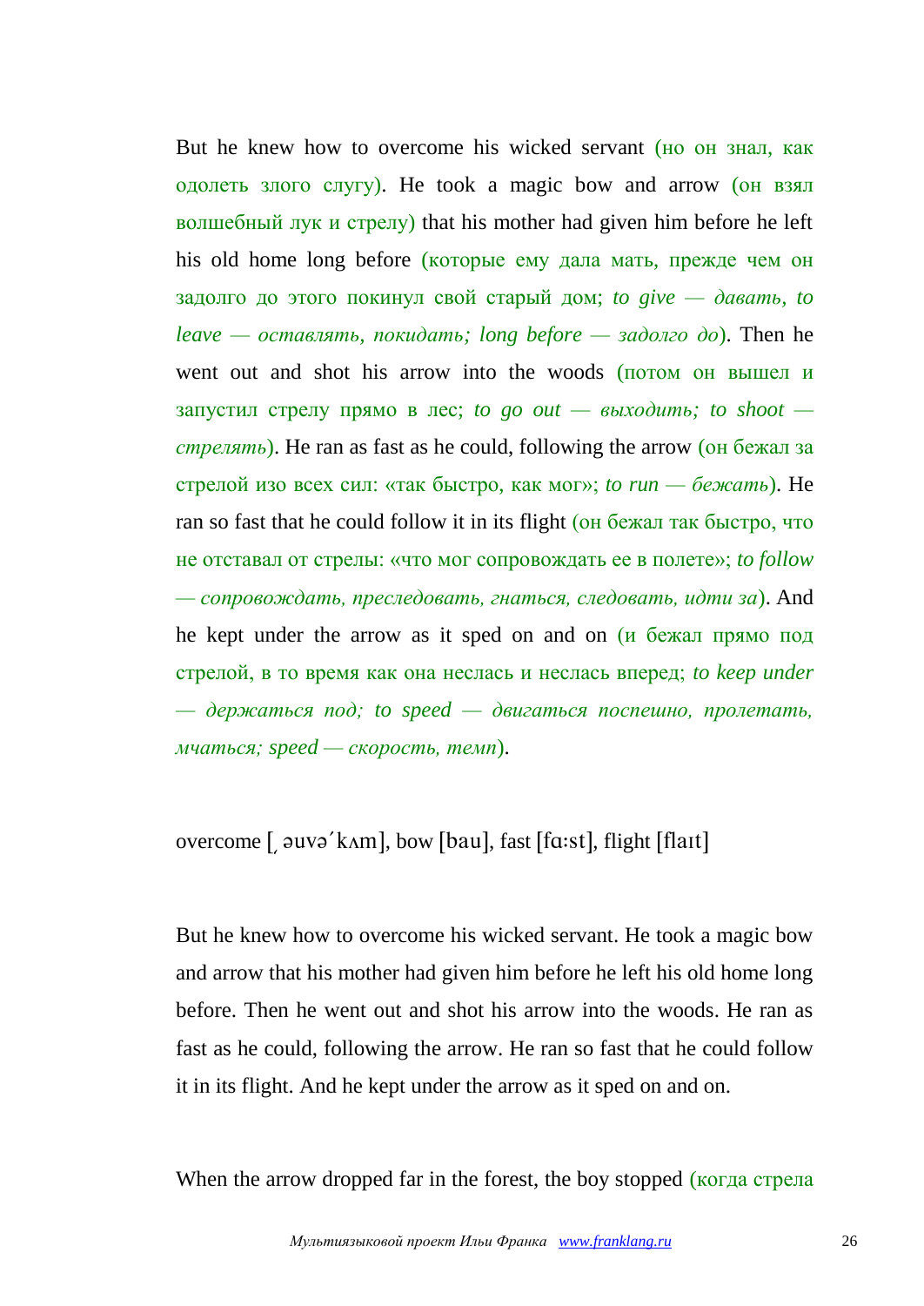But he knew how to overcome his wicked servant (но он знал, как одолеть злого слугу). He took a magic bow and arrow (он взял волшебный лук и стрелу) that his mother had given him before he left his old home long before (которые ему дала мать, прежде чем он задолго до этого покинул свой старый дом; *to give — давать, to leave — оставлять, покидать; long before — задолго до*). Then he went out and shot his arrow into the woods (потом он вышел и запустил стрелу прямо в лес; *to go out — выходить; to shoot — стрелять*). He ran as fast as he could, following the arrow (он бежал за стрелой изо всех сил: «так быстро, как мог»; *to run — бежать*). He ran so fast that he could follow it in its flight (он бежал так быстро, что не отставал от стрелы: «что мог сопровождать ее в полете»; *to follow — сопровождать, преследовать, гнаться, следовать, идти за*). And he kept under the arrow as it sped on and on (и бежал прямо под стрелой, в то время как она неслась и неслась вперед; *to keep under — держаться под; to speed — двигаться поспешно, пролетать, мчаться; speed — скорость, темп*).

overcome [ˌəuvəˈkʌm], bow [bau], fast [fɑːst], flight [flaɪt]

But he knew how to overcome his wicked servant. He took a magic bow and arrow that his mother had given him before he left his old home long before. Then he went out and shot his arrow into the woods. He ran as fast as he could, following the arrow. He ran so fast that he could follow it in its flight. And he kept under the arrow as it sped on and on.

When the arrow dropped far in the forest, the boy stopped (когда стрела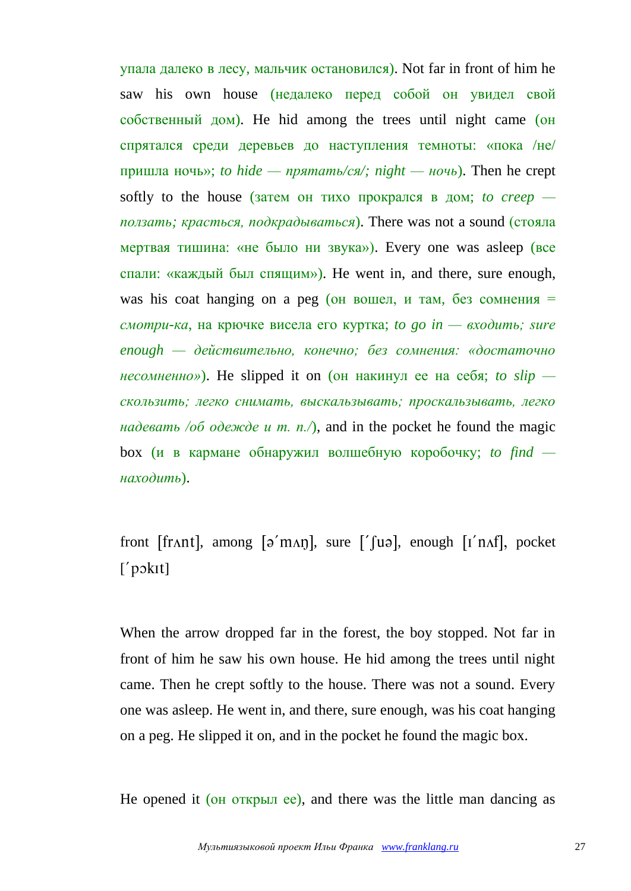упала далеко в лесу, мальчик остановился). Not far in front of him he saw his own house (недалеко перед собой он увидел свой собственный дом). He hid among the trees until night came (он спрятался среди деревьев до наступления темноты: «пока /не/ пришла ночь»; *to hide — прятать/ся/; night — ночь*). Then he crept softly to the house (затем он тихо прокрался в дом; *to creep — ползать; красться, подкрадываться*). There was not a sound (стояла мертвая тишина: «не было ни звука»). Every one was asleep (все спали: «каждый был спящим»). He went in, and there, sure enough, was his coat hanging on a peg (он вошел, и там, без сомнения = *смотри-ка*, на крючке висела его куртка; *to go in — входить; sure enough — действительно, конечно; без сомнения: «достаточно несомненно»*). He slipped it on (он накинул ее на себя; *to slip — скользить; легко снимать, выскальзывать; проскальзывать, легко надевать /об одежде и т. п./*), and in the pocket he found the magic box (и в кармане обнаружил волшебную коробочку; *to find — находить*).

front [frʌnt], among [ə´mʌŋ], sure [´ʃuə], enough [ɪ´nʌf], pocket [´pɔkɪt]

When the arrow dropped far in the forest, the boy stopped. Not far in front of him he saw his own house. He hid among the trees until night came. Then he crept softly to the house. There was not a sound. Every one was asleep. He went in, and there, sure enough, was his coat hanging on a peg. He slipped it on, and in the pocket he found the magic box.

He opened it (он открыл ее), and there was the little man dancing as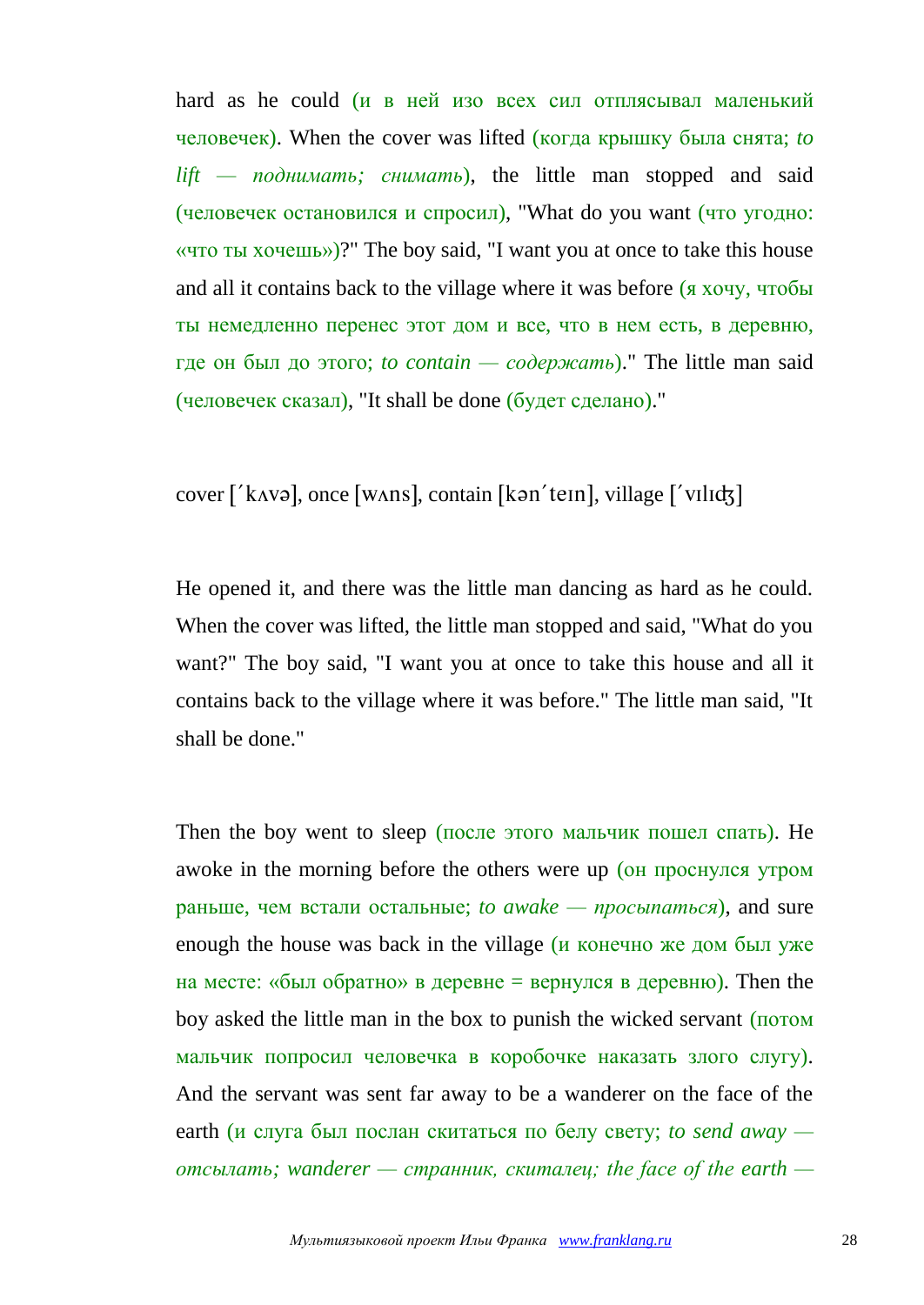hard as he could (и в ней изо всех сил отплясывал маленький человечек). When the cover was lifted (когда крышку была снята; *to lift — поднимать; снимать*), the little man stopped and said (человечек остановился и спросил), "What do you want (что угодно: «что ты хочешь»)?" The boy said, "I want you at once to take this house and all it contains back to the village where it was before (я хочу, чтобы ты немедленно перенес этот дом и все, что в нем есть, в деревню, где он был до этого; *to contain — содержать*)." The little man said (человечек сказал), "It shall be done (будет сделано)."

cover [ˊkʌvə], once [wʌns], contain [kənˊteɪn], village [ˊvɪlɪʤ]

He opened it, and there was the little man dancing as hard as he could. When the cover was lifted, the little man stopped and said, "What do you want?" The boy said, "I want you at once to take this house and all it contains back to the village where it was before." The little man said, "It shall be done."

Then the boy went to sleep (после этого мальчик пошел спать). He awoke in the morning before the others were up (он проснулся утром раньше, чем встали остальные; *to awake — просыпаться*), and sure enough the house was back in the village (и конечно же дом был уже на месте: «был обратно» в деревне = вернулся в деревню). Then the boy asked the little man in the box to punish the wicked servant (потом мальчик попросил человечка в коробочке наказать злого слугу). And the servant was sent far away to be a wanderer on the face of the earth (и слуга был послан скитаться по белу свету; *to send away — отсылать; wanderer — странник, скиталец; the face of the earth —*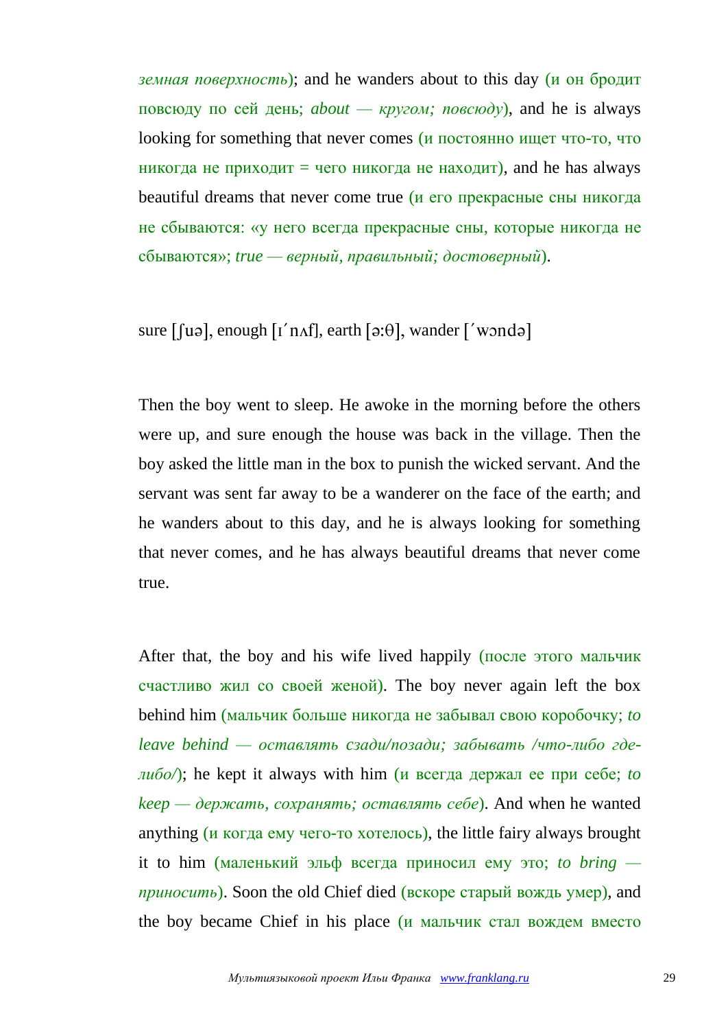*земная поверхность*); and he wanders about to this day (и он бродит повсюду по сей день; *about — кругом; повсюду*), and he is always looking for something that never comes (и постоянно ищет что-то, что никогда не приходит = чего никогда не находит), and he has always beautiful dreams that never come true (и его прекрасные сны никогда не сбываются: «у него всегда прекрасные сны, которые никогда не сбываются»; *true — верный, правильный; достоверный*).

sure [ʃuə], enough [ɪ΄nʌf], earth [ə:θ], wander [΄wɔndə]

Then the boy went to sleep. He awoke in the morning before the others were up, and sure enough the house was back in the village. Then the boy asked the little man in the box to punish the wicked servant. And the servant was sent far away to be a wanderer on the face of the earth; and he wanders about to this day, and he is always looking for something that never comes, and he has always beautiful dreams that never come true.

After that, the boy and his wife lived happily (после этого мальчик счастливо жил со своей женой). The boy never again left the box behind him (мальчик больше никогда не забывал свою коробочку; *to leave behind — оставлять сзади/позади; забывать /что-либо где-либо/*); he kept it always with him (и всегда держал ее при себе; *to keep — держать, сохранять; оставлять себе*). And when he wanted anything (и когда ему чего-то хотелось), the little fairy always brought it to him (маленький эльф всегда приносил ему это; *to bring — приносить*). Soon the old Chief died (вскоре старый вождь умер), and the boy became Chief in his place (и мальчик стал вождем вместо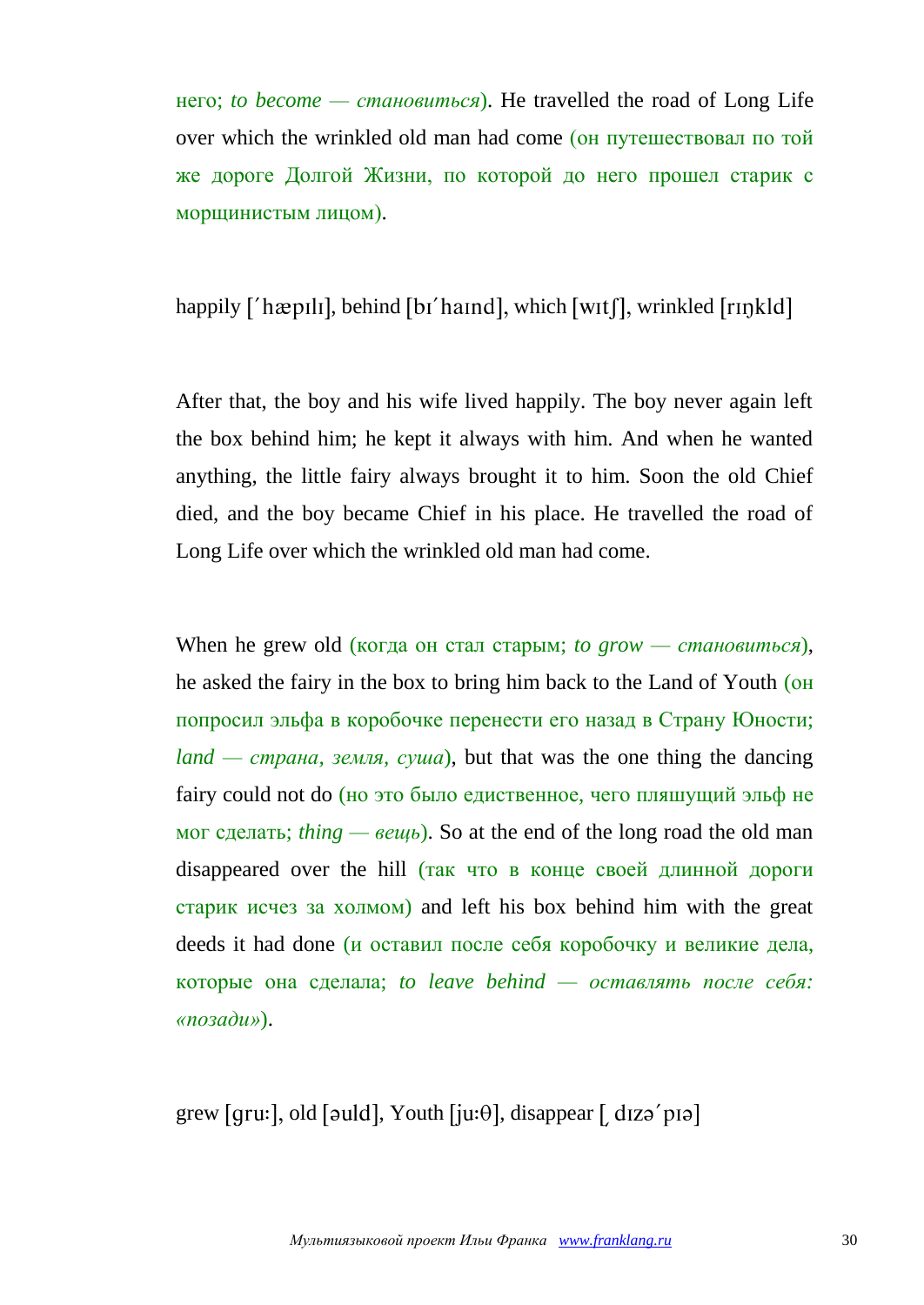него; *to become — становиться*). He travelled the road of Long Life over which the wrinkled old man had come (он путешествовал по той же дороге Долгой Жизни, по которой до него прошел старик с морщинистым лицом).

happily [ˊhæpɪlɪ], behind [bɪˊhaɪnd], which [wɪtʃ], wrinkled [rɪŋkld]

After that, the boy and his wife lived happily. The boy never again left the box behind him; he kept it always with him. And when he wanted anything, the little fairy always brought it to him. Soon the old Chief died, and the boy became Chief in his place. He travelled the road of Long Life over which the wrinkled old man had come.

When he grew old (когда он стал старым; *to grow — становиться*), he asked the fairy in the box to bring him back to the Land of Youth (он попросил эльфа в коробочке перенести его назад в Страну Юности; *land — страна, земля, суша*), but that was the one thing the dancing fairy could not do (но это было единственное, чего пляшущий эльф не мог сделать; *thing — вещь*). So at the end of the long road the old man disappeared over the hill (так что в конце своей длинной дороги старик исчез за холмом) and left his box behind him with the great deeds it had done (и оставил после себя коробочку и великие дела, которые она сделала; *to leave behind — оставлять после себя: «позади»*).

grew [gruː], old [əuld], Youth [juːθ], disappear [ˌdɪzəˊpɪə]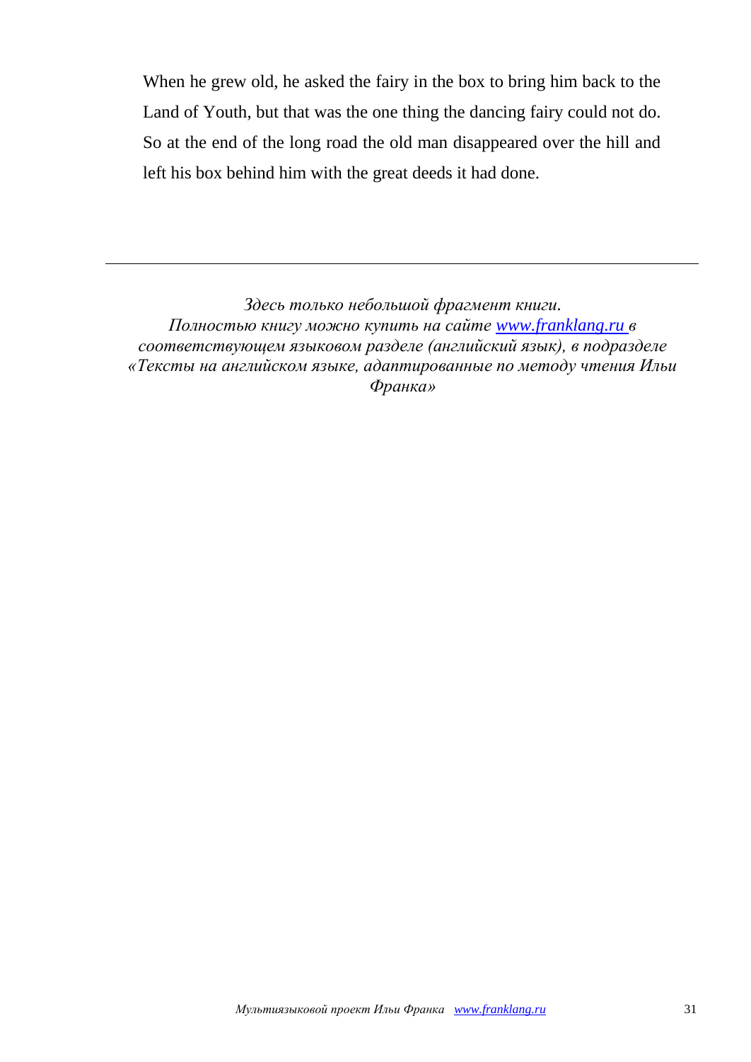When he grew old, he asked the fairy in the box to bring him back to the Land of Youth, but that was the one thing the dancing fairy could not do. So at the end of the long road the old man disappeared over the hill and left his box behind him with the great deeds it had done.

---

*Здесь только небольшой фрагмент книги.*
*Полностью книгу можно купить на сайте www.franklang.ru в соответствующем языковом разделе (английский язык), в подразделе «Тексты на английском языке, адаптированные по методу чтения Ильи Франка»*